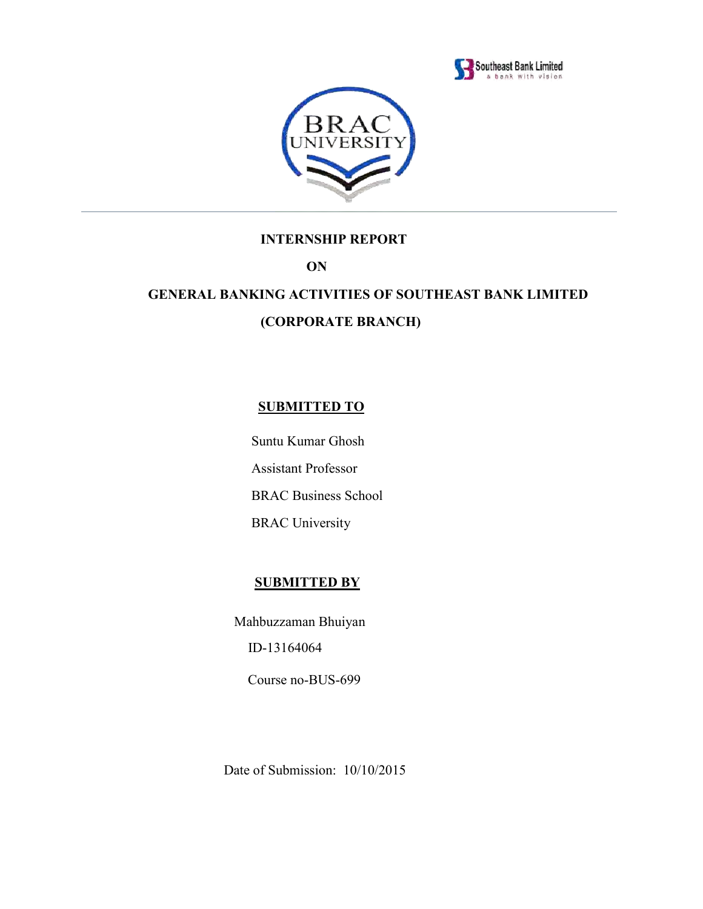# INTERNSHIP REPORT

## ON

## GENERAL BANKING ACTIVITIES OF SOUTHEAST BANK LIMITED

## (CORPORATE BRANCH)

**SUBMITTED TO**

Suntu Kumar Ghosh

Assistant Professor

BRAC Business School

BRAC University

**SUBMITTED BY**

Mahbuzzaman Bhuiyan

ID-13164064

Course no-BUS-699

Date of Submission: 10/10/2015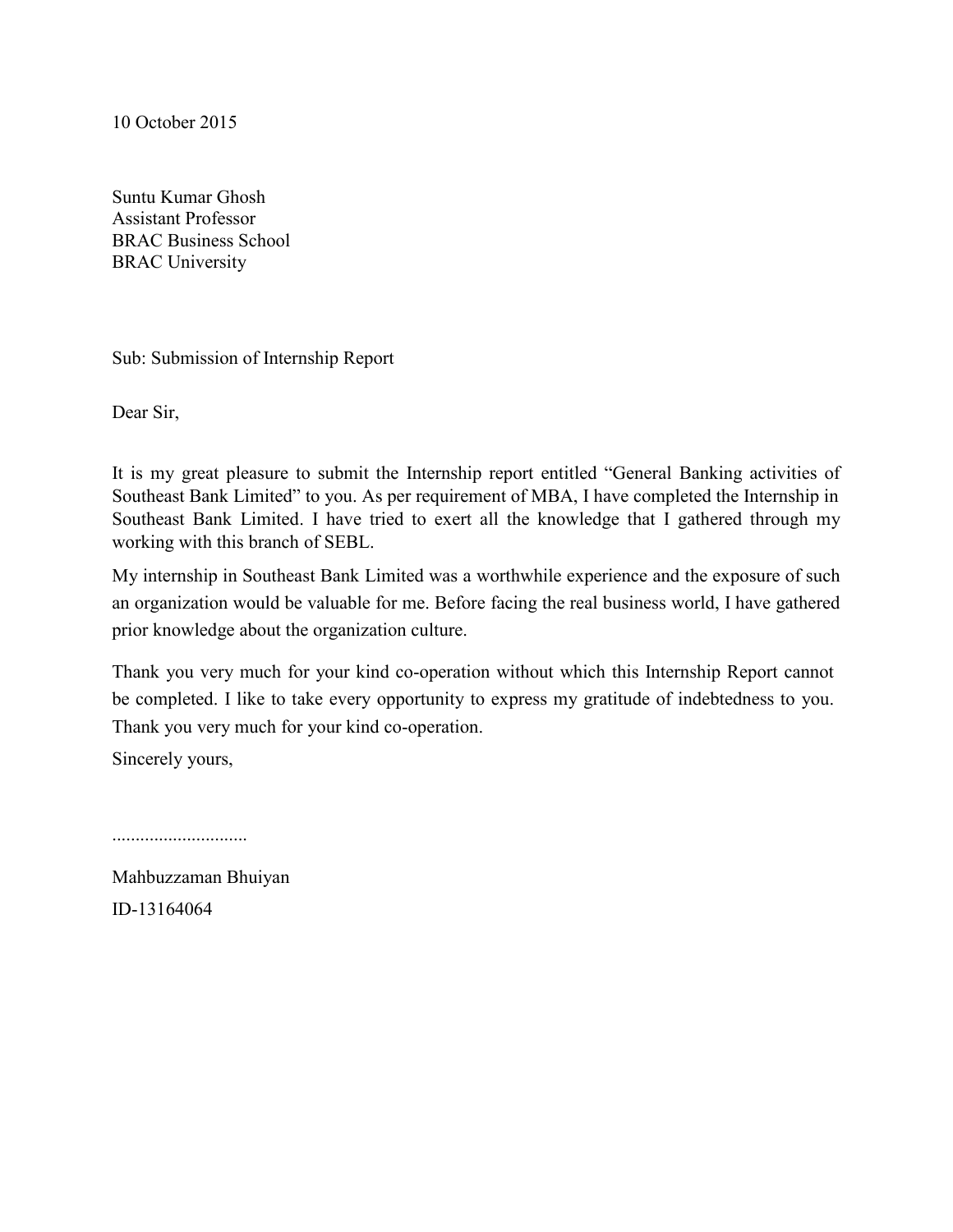10 October 2015

Suntu Kumar Ghosh  
Assistant Professor  
BRAC Business School  
BRAC University

Sub: Submission of Internship Report

Dear Sir,

It is my great pleasure to submit the Internship report entitled "General Banking activities of Southeast Bank Limited" to you. As per requirement of MBA, I have completed the Internship in Southeast Bank Limited. I have tried to exert all the knowledge that I gathered through my working with this branch of SEBL.

My internship in Southeast Bank Limited was a worthwhile experience and the exposure of such an organization would be valuable for me. Before facing the real business world, I have gathered prior knowledge about the organization culture.

Thank you very much for your kind co-operation without which this Internship Report cannot be completed. I like to take every opportunity to express my gratitude of indebtedness to you. Thank you very much for your kind co-operation.

Sincerely yours,

.............................

Mahbuzzaman Bhuiyan

ID-13164064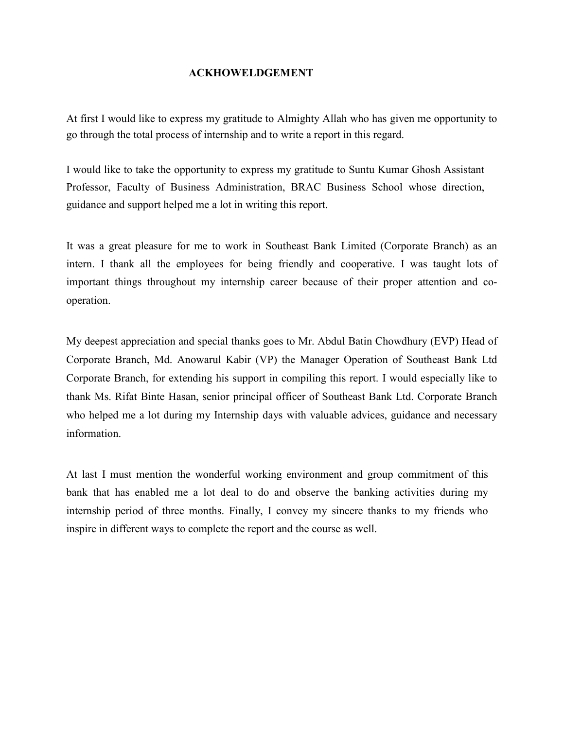# ACKHOWELDGEMENT

At first I would like to express my gratitude to Almighty Allah who has given me opportunity to go through the total process of internship and to write a report in this regard.

I would like to take the opportunity to express my gratitude to Suntu Kumar Ghosh Assistant Professor, Faculty of Business Administration, BRAC Business School whose direction, guidance and support helped me a lot in writing this report.

It was a great pleasure for me to work in Southeast Bank Limited (Corporate Branch) as an intern. I thank all the employees for being friendly and cooperative. I was taught lots of important things throughout my internship career because of their proper attention and co-operation.

My deepest appreciation and special thanks goes to Mr. Abdul Batin Chowdhury (EVP) Head of Corporate Branch, Md. Anowarul Kabir (VP) the Manager Operation of Southeast Bank Ltd Corporate Branch, for extending his support in compiling this report. I would especially like to thank Ms. Rifat Binte Hasan, senior principal officer of Southeast Bank Ltd. Corporate Branch who helped me a lot during my Internship days with valuable advices, guidance and necessary information.

At last I must mention the wonderful working environment and group commitment of this bank that has enabled me a lot deal to do and observe the banking activities during my internship period of three months. Finally, I convey my sincere thanks to my friends who inspire in different ways to complete the report and the course as well.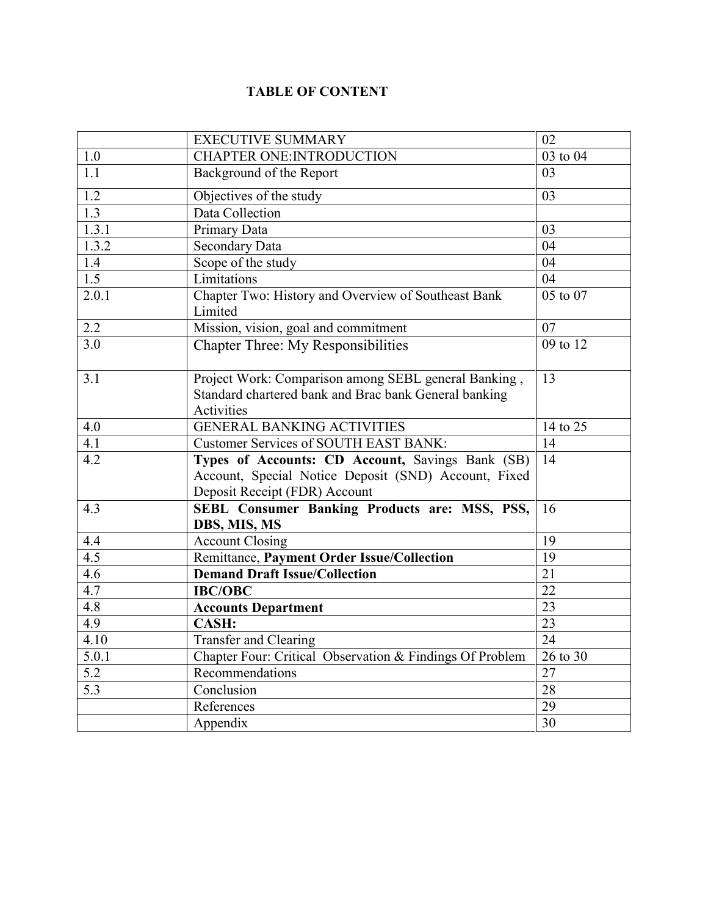**TABLE OF CONTENT**

| | | |
|---|---|---|
| | EXECUTIVE SUMMARY | 02 |
| 1.0 | CHAPTER ONE:INTRODUCTION | 03 to 04 |
| 1.1 | Background of the Report | 03 |
| 1.2 | Objectives of the study | 03 |
| 1.3 | Data Collection | |
| 1.3.1 | Primary Data | 03 |
| 1.3.2 | Secondary Data | 04 |
| 1.4 | Scope of the study | 04 |
| 1.5 | Limitations | 04 |
| 2.0.1 | Chapter Two: History and Overview of Southeast Bank Limited | 05 to 07 |
| 2.2 | Mission, vision, goal and commitment | 07 |
| 3.0 | Chapter Three: My Responsibilities | 09 to 12 |
| 3.1 | Project Work: Comparison among SEBL general Banking , Standard chartered bank and Brac bank General banking Activities | 13 |
| 4.0 | GENERAL BANKING ACTIVITIES | 14 to 25 |
| 4.1 | Customer Services of SOUTH EAST BANK: | 14 |
| 4.2 | **Types of Accounts: CD Account,** Savings Bank (SB) Account, Special Notice Deposit (SND) Account, Fixed Deposit Receipt (FDR) Account | 14 |
| 4.3 | **SEBL Consumer Banking Products are: MSS, PSS, DBS, MIS, MS** | 16 |
| 4.4 | Account Closing | 19 |
| 4.5 | Remittance, **Payment Order Issue/Collection** | 19 |
| 4.6 | **Demand Draft Issue/Collection** | 21 |
| 4.7 | **IBC/OBC** | 22 |
| 4.8 | **Accounts Department** | 23 |
| 4.9 | **CASH:** | 23 |
| 4.10 | Transfer and Clearing | 24 |
| 5.0.1 | Chapter Four: Critical Observation & Findings Of Problem | 26 to 30 |
| 5.2 | Recommendations | 27 |
| 5.3 | Conclusion | 28 |
| | References | 29 |
| | Appendix | 30 |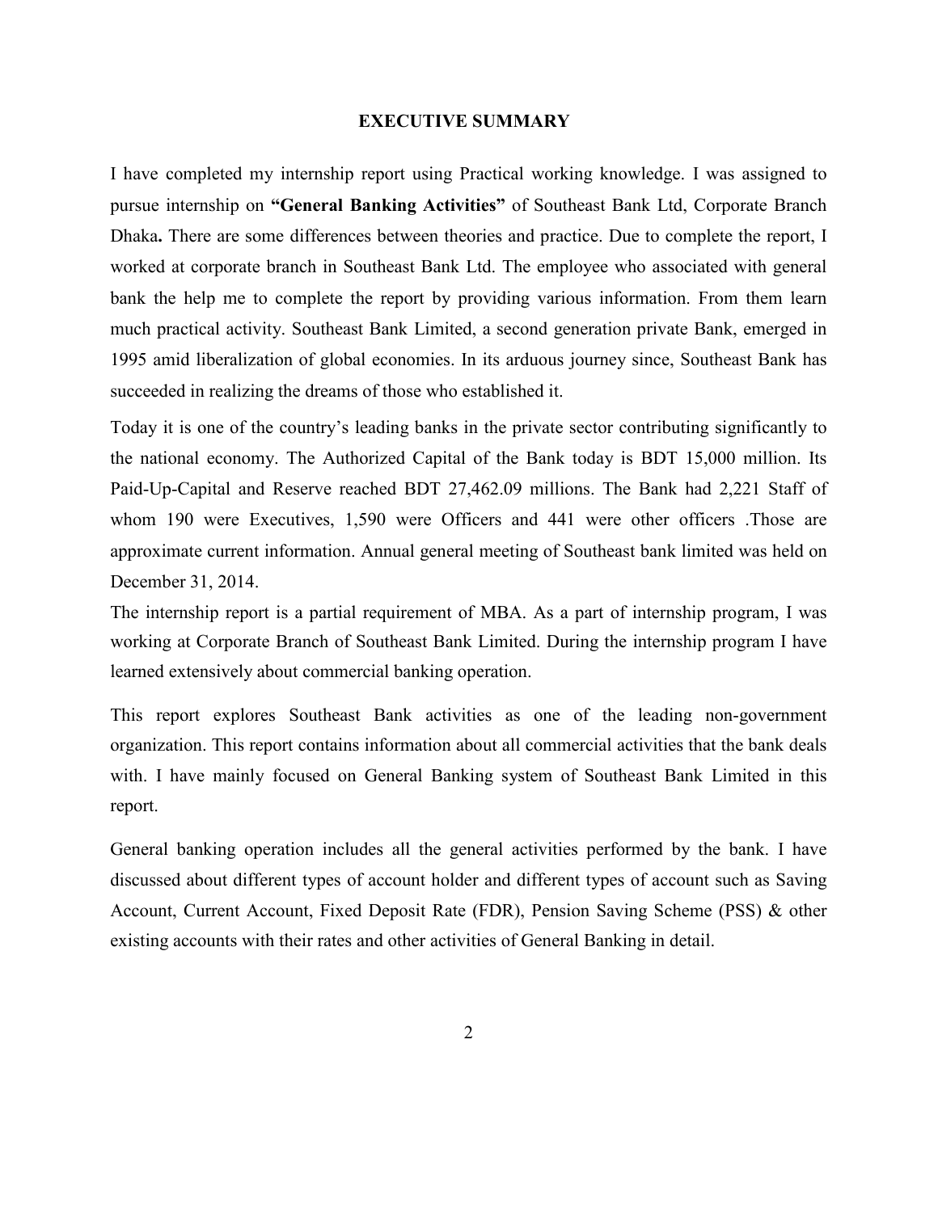# EXECUTIVE SUMMARY

I have completed my internship report using Practical working knowledge. I was assigned to pursue internship on **"General Banking Activities"** of Southeast Bank Ltd, Corporate Branch Dhaka**.** There are some differences between theories and practice. Due to complete the report, I worked at corporate branch in Southeast Bank Ltd. The employee who associated with general bank the help me to complete the report by providing various information. From them learn much practical activity. Southeast Bank Limited, a second generation private Bank, emerged in 1995 amid liberalization of global economies. In its arduous journey since, Southeast Bank has succeeded in realizing the dreams of those who established it.

Today it is one of the country's leading banks in the private sector contributing significantly to the national economy. The Authorized Capital of the Bank today is BDT 15,000 million. Its Paid-Up-Capital and Reserve reached BDT 27,462.09 millions. The Bank had 2,221 Staff of whom 190 were Executives, 1,590 were Officers and 441 were other officers .Those are approximate current information. Annual general meeting of Southeast bank limited was held on December 31, 2014.

The internship report is a partial requirement of MBA. As a part of internship program, I was working at Corporate Branch of Southeast Bank Limited. During the internship program I have learned extensively about commercial banking operation.

This report explores Southeast Bank activities as one of the leading non-government organization. This report contains information about all commercial activities that the bank deals with. I have mainly focused on General Banking system of Southeast Bank Limited in this report.

General banking operation includes all the general activities performed by the bank. I have discussed about different types of account holder and different types of account such as Saving Account, Current Account, Fixed Deposit Rate (FDR), Pension Saving Scheme (PSS) & other existing accounts with their rates and other activities of General Banking in detail.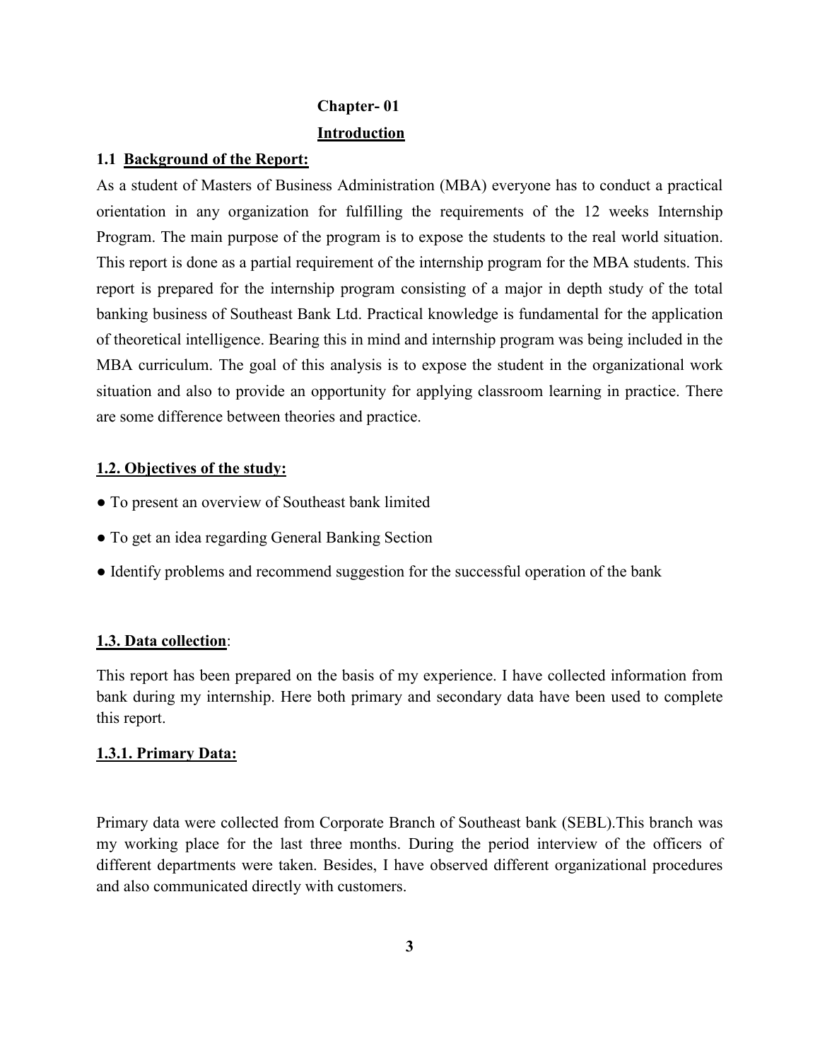# Chapter- 01

# Introduction

## 1.1 Background of the Report:

As a student of Masters of Business Administration (MBA) everyone has to conduct a practical orientation in any organization for fulfilling the requirements of the 12 weeks Internship Program. The main purpose of the program is to expose the students to the real world situation. This report is done as a partial requirement of the internship program for the MBA students. This report is prepared for the internship program consisting of a major in depth study of the total banking business of Southeast Bank Ltd. Practical knowledge is fundamental for the application of theoretical intelligence. Bearing this in mind and internship program was being included in the MBA curriculum. The goal of this analysis is to expose the student in the organizational work situation and also to provide an opportunity for applying classroom learning in practice. There are some difference between theories and practice.

## 1.2. Objectives of the study:

- To present an overview of Southeast bank limited
- To get an idea regarding General Banking Section
- Identify problems and recommend suggestion for the successful operation of the bank

## 1.3. Data collection:

This report has been prepared on the basis of my experience. I have collected information from bank during my internship. Here both primary and secondary data have been used to complete this report.

### 1.3.1. Primary Data:

Primary data were collected from Corporate Branch of Southeast bank (SEBL).This branch was my working place for the last three months. During the period interview of the officers of different departments were taken. Besides, I have observed different organizational procedures and also communicated directly with customers.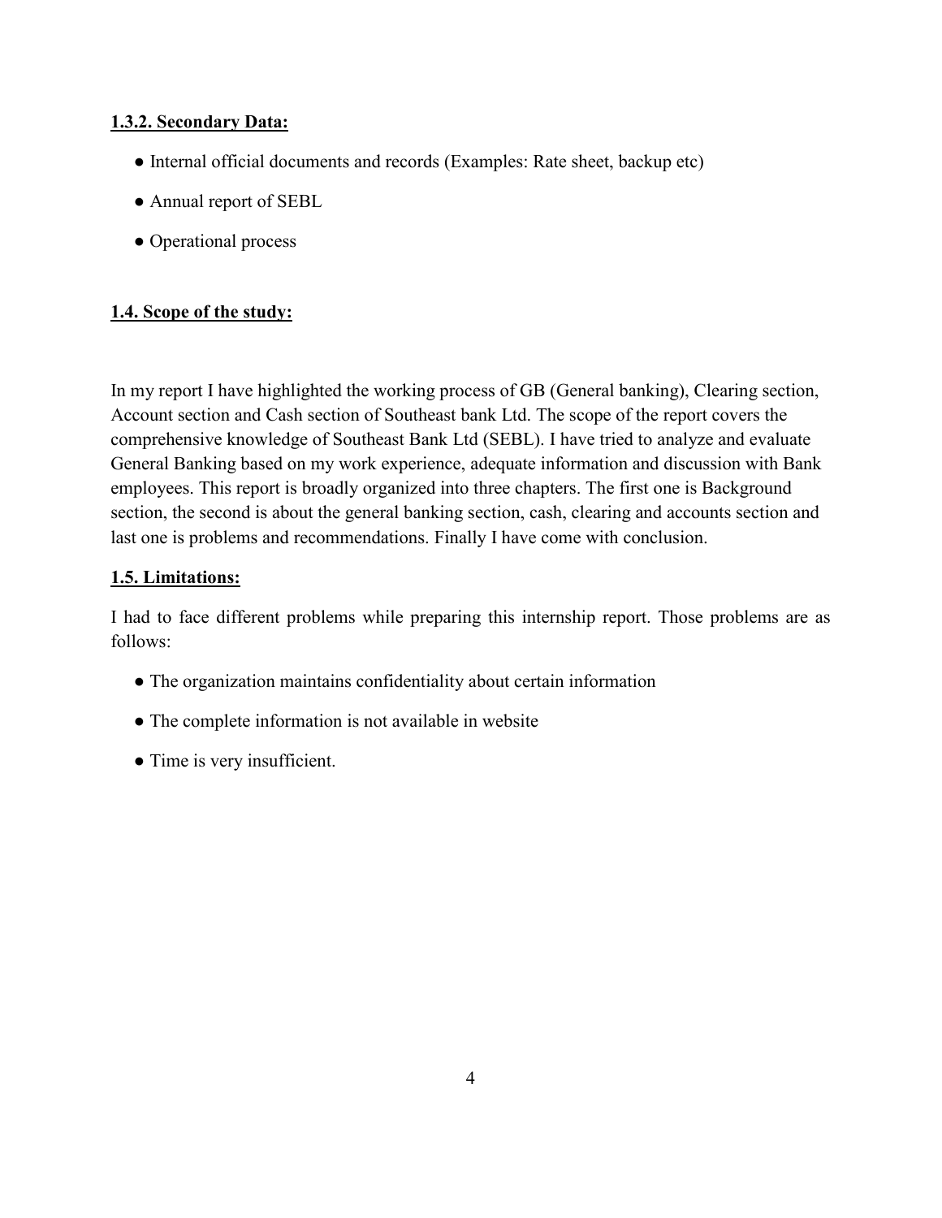### 1.3.2. Secondary Data:

- Internal official documents and records (Examples: Rate sheet, backup etc)
- Annual report of SEBL
- Operational process

## 1.4. Scope of the study:

In my report I have highlighted the working process of GB (General banking), Clearing section, Account section and Cash section of Southeast bank Ltd. The scope of the report covers the comprehensive knowledge of Southeast Bank Ltd (SEBL). I have tried to analyze and evaluate General Banking based on my work experience, adequate information and discussion with Bank employees. This report is broadly organized into three chapters. The first one is Background section, the second is about the general banking section, cash, clearing and accounts section and last one is problems and recommendations. Finally I have come with conclusion.

## 1.5. Limitations:

I had to face different problems while preparing this internship report. Those problems are as follows:

- The organization maintains confidentiality about certain information
- The complete information is not available in website
- Time is very insufficient.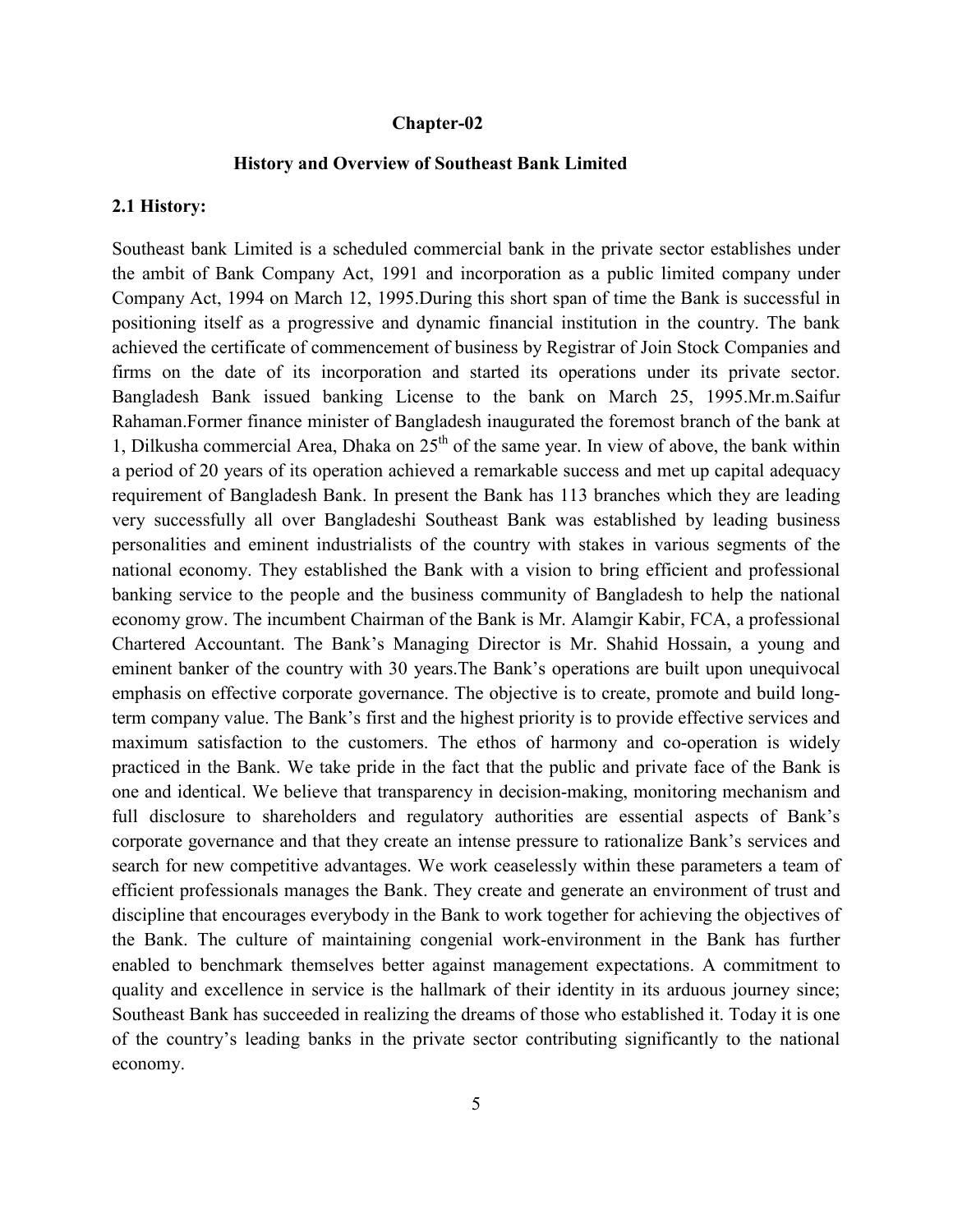**Chapter-02**

**History and Overview of Southeast Bank Limited**

**2.1 History:**

Southeast bank Limited is a scheduled commercial bank in the private sector establishes under the ambit of Bank Company Act, 1991 and incorporation as a public limited company under Company Act, 1994 on March 12, 1995.During this short span of time the Bank is successful in positioning itself as a progressive and dynamic financial institution in the country. The bank achieved the certificate of commencement of business by Registrar of Join Stock Companies and firms on the date of its incorporation and started its operations under its private sector. Bangladesh Bank issued banking License to the bank on March 25, 1995.Mr.m.Saifur Rahaman.Former finance minister of Bangladesh inaugurated the foremost branch of the bank at 1, Dilkusha commercial Area, Dhaka on 25th of the same year. In view of above, the bank within a period of 20 years of its operation achieved a remarkable success and met up capital adequacy requirement of Bangladesh Bank. In present the Bank has 113 branches which they are leading very successfully all over Bangladeshi Southeast Bank was established by leading business personalities and eminent industrialists of the country with stakes in various segments of the national economy. They established the Bank with a vision to bring efficient and professional banking service to the people and the business community of Bangladesh to help the national economy grow. The incumbent Chairman of the Bank is Mr. Alamgir Kabir, FCA, a professional Chartered Accountant. The Bank's Managing Director is Mr. Shahid Hossain, a young and eminent banker of the country with 30 years.The Bank's operations are built upon unequivocal emphasis on effective corporate governance. The objective is to create, promote and build long-term company value. The Bank's first and the highest priority is to provide effective services and maximum satisfaction to the customers. The ethos of harmony and co-operation is widely practiced in the Bank. We take pride in the fact that the public and private face of the Bank is one and identical. We believe that transparency in decision-making, monitoring mechanism and full disclosure to shareholders and regulatory authorities are essential aspects of Bank's corporate governance and that they create an intense pressure to rationalize Bank's services and search for new competitive advantages. We work ceaselessly within these parameters a team of efficient professionals manages the Bank. They create and generate an environment of trust and discipline that encourages everybody in the Bank to work together for achieving the objectives of the Bank. The culture of maintaining congenial work-environment in the Bank has further enabled to benchmark themselves better against management expectations. A commitment to quality and excellence in service is the hallmark of their identity in its arduous journey since; Southeast Bank has succeeded in realizing the dreams of those who established it. Today it is one of the country's leading banks in the private sector contributing significantly to the national economy.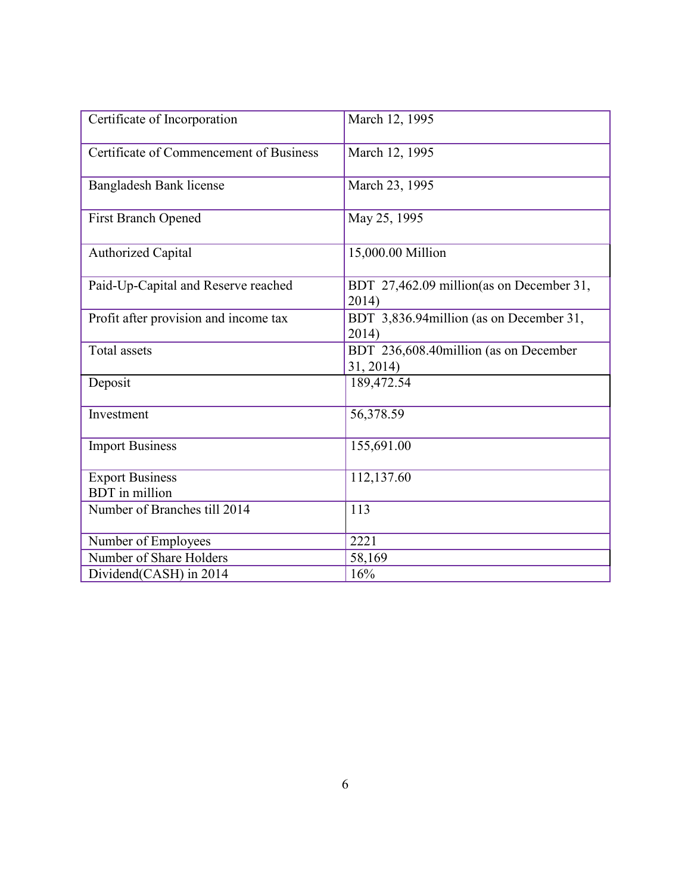| | |
|---|---|
| Certificate of Incorporation | March 12, 1995 |
| Certificate of Commencement of Business | March 12, 1995 |
| Bangladesh Bank license | March 23, 1995 |
| First Branch Opened | May 25, 1995 |
| Authorized Capital | 15,000.00 Million |
| Paid-Up-Capital and Reserve reached | BDT 27,462.09 million(as on December 31, 2014) |
| Profit after provision and income tax | BDT 3,836.94million (as on December 31, 2014) |
| Total assets | BDT 236,608.40million (as on December 31, 2014) |
| Deposit | 189,472.54 |
| Investment | 56,378.59 |
| Import Business | 155,691.00 |
| Export Business<br>BDT in million | 112,137.60 |
| Number of Branches till 2014 | 113 |
| Number of Employees | 2221 |
| Number of Share Holders | 58,169 |
| Dividend(CASH) in 2014 | 16% |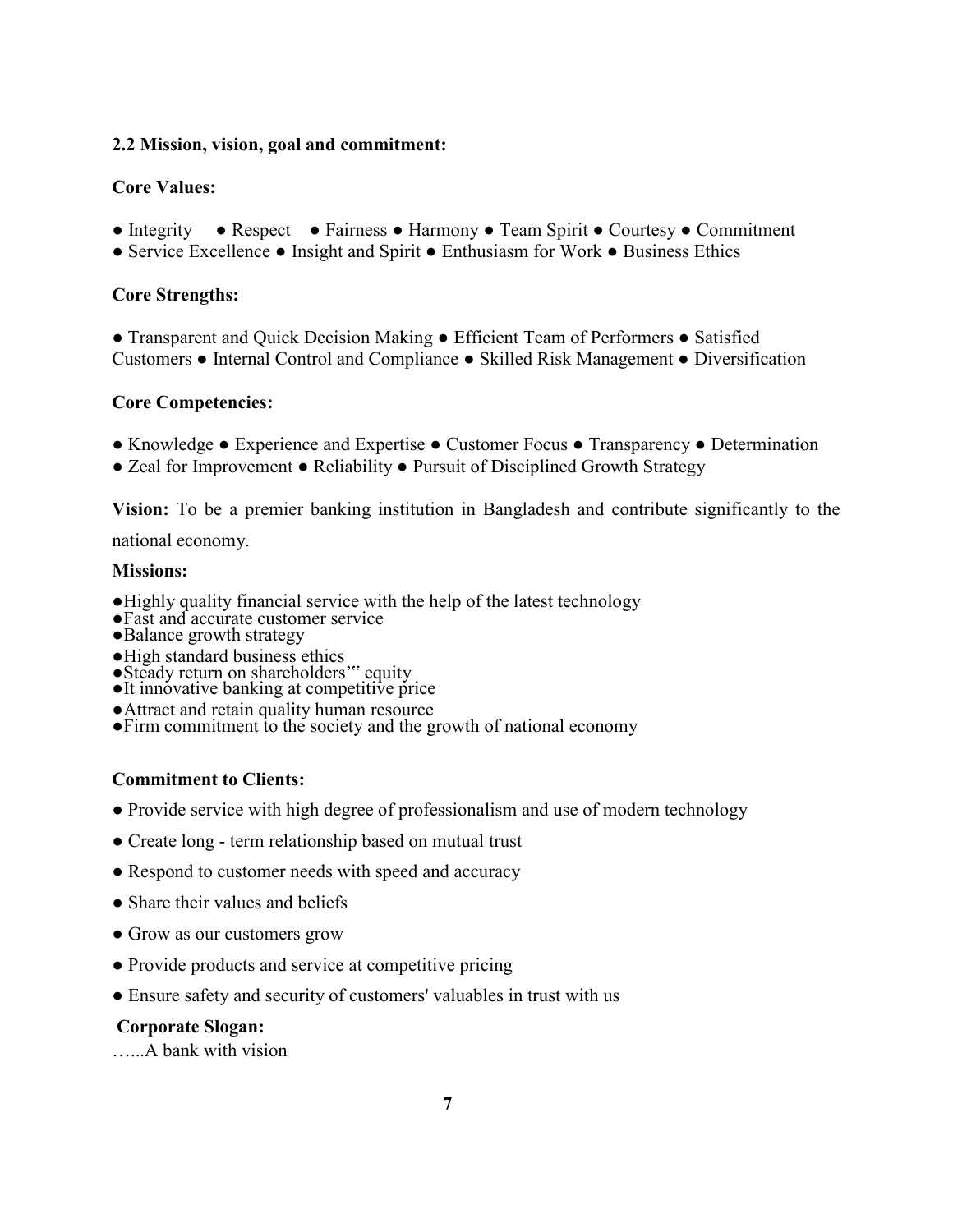### 2.2 Mission, vision, goal and commitment:

**Core Values:**

● Integrity ● Respect ● Fairness ● Harmony ● Team Spirit ● Courtesy ● Commitment ● Service Excellence ● Insight and Spirit ● Enthusiasm for Work ● Business Ethics

**Core Strengths:**

● Transparent and Quick Decision Making ● Efficient Team of Performers ● Satisfied Customers ● Internal Control and Compliance ● Skilled Risk Management ● Diversification

**Core Competencies:**

● Knowledge ● Experience and Expertise ● Customer Focus ● Transparency ● Determination ● Zeal for Improvement ● Reliability ● Pursuit of Disciplined Growth Strategy

**Vision:** To be a premier banking institution in Bangladesh and contribute significantly to the national economy.

**Missions:**

●Highly quality financial service with the help of the latest technology
●Fast and accurate customer service
●Balance growth strategy
●High standard business ethics
●Steady return on shareholders'" equity
●It innovative banking at competitive price
●Attract and retain quality human resource
●Firm commitment to the society and the growth of national economy

**Commitment to Clients:**

● Provide service with high degree of professionalism and use of modern technology

● Create long - term relationship based on mutual trust

● Respond to customer needs with speed and accuracy

● Share their values and beliefs

● Grow as our customers grow

● Provide products and service at competitive pricing

● Ensure safety and security of customers' valuables in trust with us

**Corporate Slogan:**

…...A bank with vision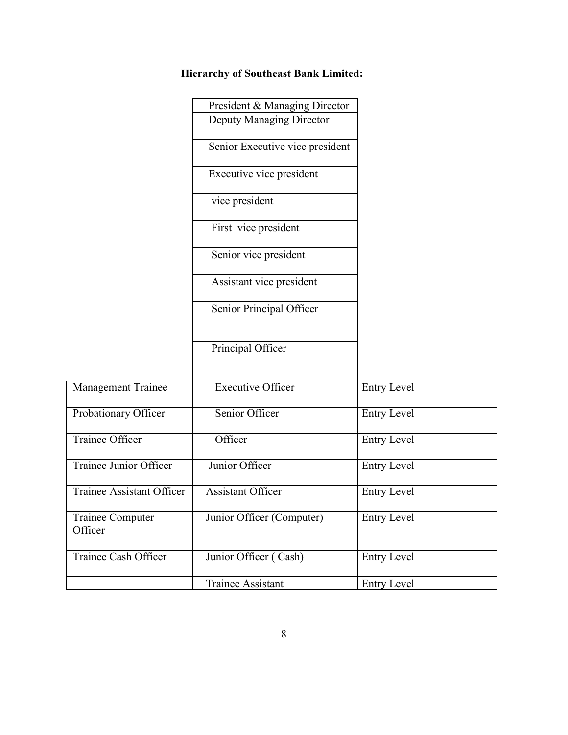**Hierarchy of Southeast Bank Limited:**

| | | |
|---|---|---|
| | President & Managing Director | |
| | Deputy Managing Director | |
| | Senior Executive vice president | |
| | Executive vice president | |
| | vice president | |
| | First vice president | |
| | Senior vice president | |
| | Assistant vice president | |
| | Senior Principal Officer | |
| | Principal Officer | |
| Management Trainee | Executive Officer | Entry Level |
| Probationary Officer | Senior Officer | Entry Level |
| Trainee Officer | Officer | Entry Level |
| Trainee Junior Officer | Junior Officer | Entry Level |
| Trainee Assistant Officer | Assistant Officer | Entry Level |
| Trainee Computer Officer | Junior Officer (Computer) | Entry Level |
| Trainee Cash Officer | Junior Officer ( Cash) | Entry Level |
| | Trainee Assistant | Entry Level |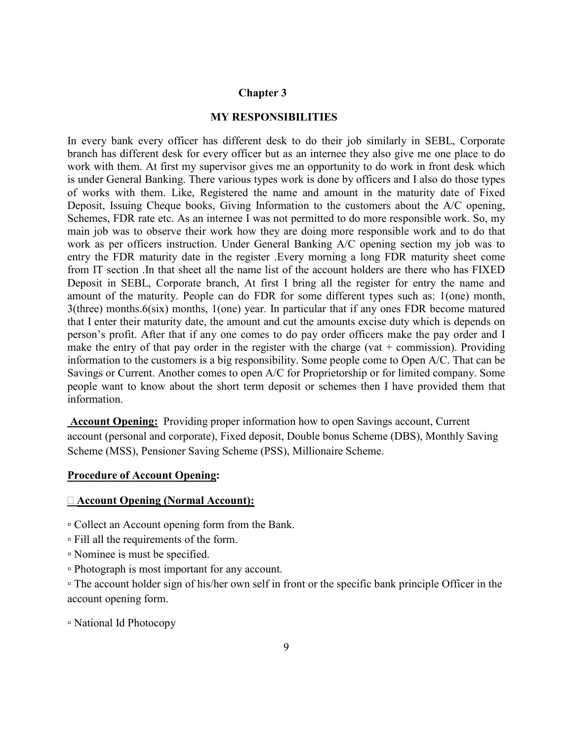## Chapter 3

## MY RESPONSIBILITIES

In every bank every officer has different desk to do their job similarly in SEBL, Corporate branch has different desk for every officer but as an internee they also give me one place to do work with them. At first my supervisor gives me an opportunity to do work in front desk which is under General Banking. There various types work is done by officers and I also do those types of works with them. Like, Registered the name and amount in the maturity date of Fixed Deposit, Issuing Cheque books, Giving Information to the customers about the A/C opening, Schemes, FDR rate etc. As an internee I was not permitted to do more responsible work. So, my main job was to observe their work how they are doing more responsible work and to do that work as per officers instruction. Under General Banking A/C opening section my job was to entry the FDR maturity date in the register .Every morning a long FDR maturity sheet come from IT section .In that sheet all the name list of the account holders are there who has FIXED Deposit in SEBL, Corporate branch, At first I bring all the register for entry the name and amount of the maturity. People can do FDR for some different types such as: 1(one) month, 3(three) months.6(six) months, 1(one) year. In particular that if any ones FDR become matured that I enter their maturity date, the amount and cut the amounts excise duty which is depends on person's profit. After that if any one comes to do pay order officers make the pay order and I make the entry of that pay order in the register with the charge (vat + commission). Providing information to the customers is a big responsibility. Some people come to Open A/C. That can be Savings or Current. Another comes to open A/C for Proprietorship or for limited company. Some people want to know about the short term deposit or schemes then I have provided them that information.

**Account Opening:** Providing proper information how to open Savings account, Current account (personal and corporate), Fixed deposit, Double bonus Scheme (DBS), Monthly Saving Scheme (MSS), Pensioner Saving Scheme (PSS), Millionaire Scheme.

**Procedure of Account Opening:**

**Account Opening (Normal Account):**

- Collect an Account opening form from the Bank.
- Fill all the requirements of the form.
- Nominee is must be specified.
- Photograph is most important for any account.
- The account holder sign of his/her own self in front or the specific bank principle Officer in the account opening form.
- National Id Photocopy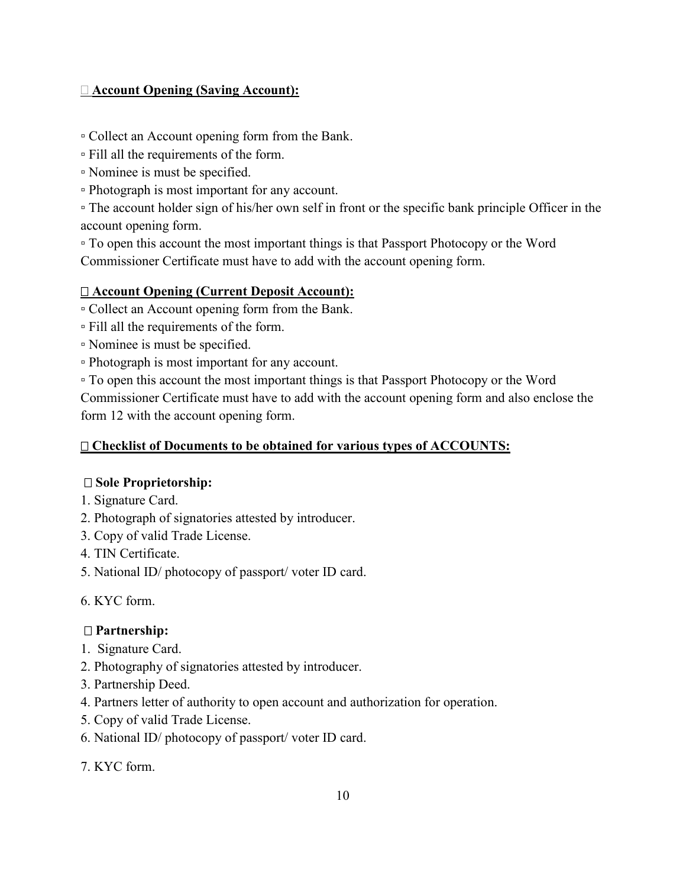**Account Opening (Saving Account):**

▫ Collect an Account opening form from the Bank.
▫ Fill all the requirements of the form.
▫ Nominee is must be specified.
▫ Photograph is most important for any account.
▫ The account holder sign of his/her own self in front or the specific bank principle Officer in the account opening form.
▫ To open this account the most important things is that Passport Photocopy or the Word Commissioner Certificate must have to add with the account opening form.

**Account Opening (Current Deposit Account):**

▫ Collect an Account opening form from the Bank.
▫ Fill all the requirements of the form.
▫ Nominee is must be specified.
▫ Photograph is most important for any account.
▫ To open this account the most important things is that Passport Photocopy or the Word Commissioner Certificate must have to add with the account opening form and also enclose the form 12 with the account opening form.

**Checklist of Documents to be obtained for various types of ACCOUNTS:**

**Sole Proprietorship:**

1. Signature Card.
2. Photograph of signatories attested by introducer.
3. Copy of valid Trade License.
4. TIN Certificate.
5. National ID/ photocopy of passport/ voter ID card.
6. KYC form.

**Partnership:**

1. Signature Card.
2. Photography of signatories attested by introducer.
3. Partnership Deed.
4. Partners letter of authority to open account and authorization for operation.
5. Copy of valid Trade License.
6. National ID/ photocopy of passport/ voter ID card.
7. KYC form.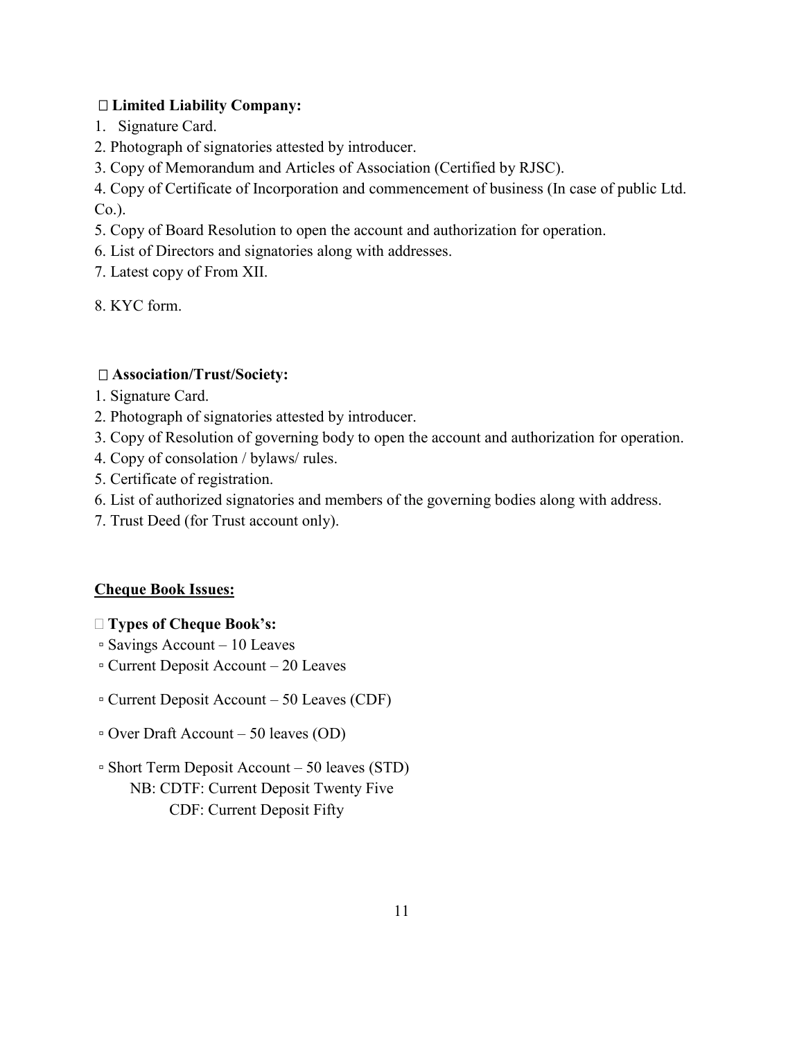**Limited Liability Company:**

1. Signature Card.
2. Photograph of signatories attested by introducer.
3. Copy of Memorandum and Articles of Association (Certified by RJSC).
4. Copy of Certificate of Incorporation and commencement of business (In case of public Ltd. Co.).
5. Copy of Board Resolution to open the account and authorization for operation.
6. List of Directors and signatories along with addresses.
7. Latest copy of From XII.
8. KYC form.

 **Association/Trust/Society:**

1. Signature Card.
2. Photograph of signatories attested by introducer.
3. Copy of Resolution of governing body to open the account and authorization for operation.
4. Copy of consolation / bylaws/ rules.
5. Certificate of registration.
6. List of authorized signatories and members of the governing bodies along with address.
7. Trust Deed (for Trust account only).

**<u>Cheque Book Issues:</u>**

 **Types of Cheque Book's:**

- ▫ Savings Account – 10 Leaves
- ▫ Current Deposit Account – 20 Leaves
- ▫ Current Deposit Account – 50 Leaves (CDF)
- ▫ Over Draft Account – 50 leaves (OD)
- ▫ Short Term Deposit Account – 50 leaves (STD)

NB: CDTF: Current Deposit Twenty Five
CDF: Current Deposit Fifty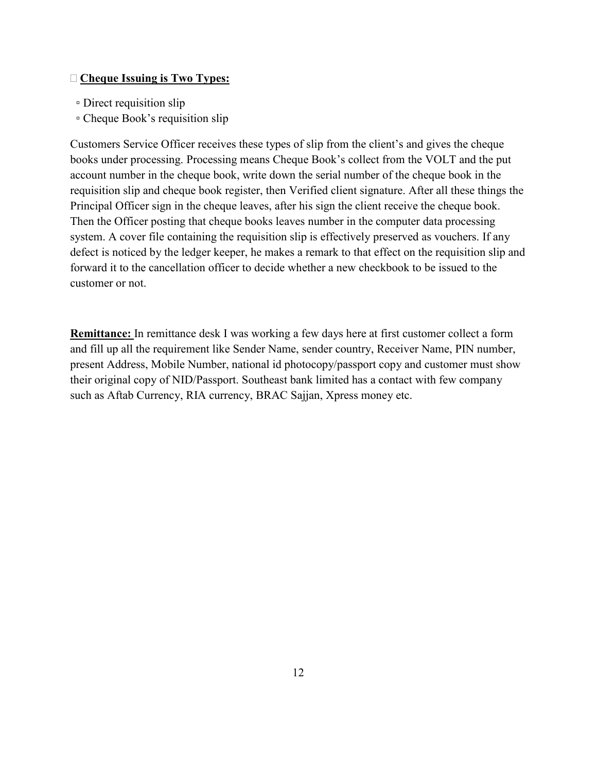**Cheque Issuing is Two Types:**

- Direct requisition slip
- Cheque Book's requisition slip

Customers Service Officer receives these types of slip from the client's and gives the cheque books under processing. Processing means Cheque Book's collect from the VOLT and the put account number in the cheque book, write down the serial number of the cheque book in the requisition slip and cheque book register, then Verified client signature. After all these things the Principal Officer sign in the cheque leaves, after his sign the client receive the cheque book. Then the Officer posting that cheque books leaves number in the computer data processing system. A cover file containing the requisition slip is effectively preserved as vouchers. If any defect is noticed by the ledger keeper, he makes a remark to that effect on the requisition slip and forward it to the cancellation officer to decide whether a new checkbook to be issued to the customer or not.

**Remittance:** In remittance desk I was working a few days here at first customer collect a form and fill up all the requirement like Sender Name, sender country, Receiver Name, PIN number, present Address, Mobile Number, national id photocopy/passport copy and customer must show their original copy of NID/Passport. Southeast bank limited has a contact with few company such as Aftab Currency, RIA currency, BRAC Sajjan, Xpress money etc.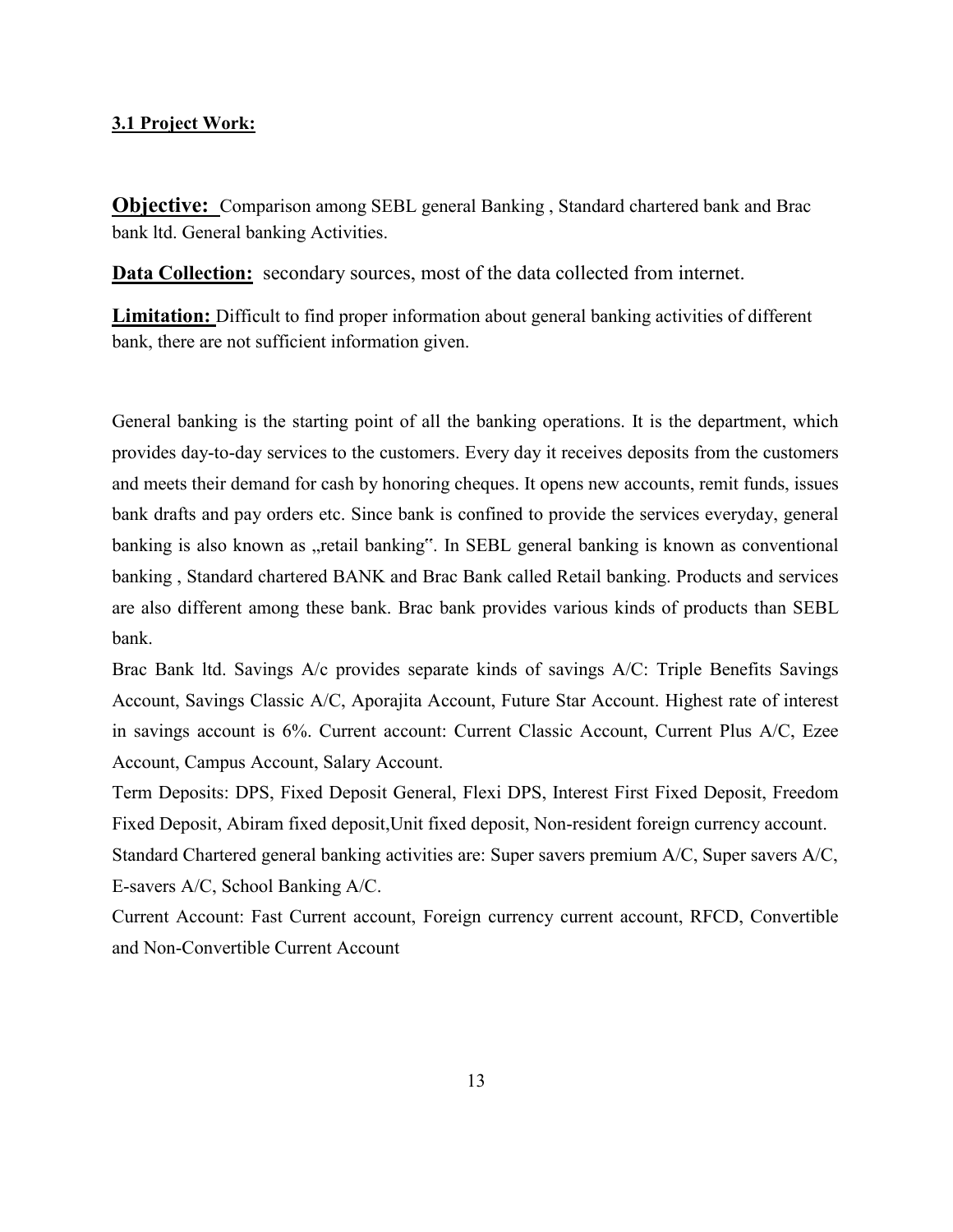### 3.1 Project Work:

**Objective:** Comparison among SEBL general Banking , Standard chartered bank and Brac bank ltd. General banking Activities.

**Data Collection:** secondary sources, most of the data collected from internet.

**Limitation:** Difficult to find proper information about general banking activities of different bank, there are not sufficient information given.

General banking is the starting point of all the banking operations. It is the department, which provides day-to-day services to the customers. Every day it receives deposits from the customers and meets their demand for cash by honoring cheques. It opens new accounts, remit funds, issues bank drafts and pay orders etc. Since bank is confined to provide the services everyday, general banking is also known as „retail banking". In SEBL general banking is known as conventional banking , Standard chartered BANK and Brac Bank called Retail banking. Products and services are also different among these bank. Brac bank provides various kinds of products than SEBL bank.

Brac Bank ltd. Savings A/c provides separate kinds of savings A/C: Triple Benefits Savings Account, Savings Classic A/C, Aporajita Account, Future Star Account. Highest rate of interest in savings account is 6%. Current account: Current Classic Account, Current Plus A/C, Ezee Account, Campus Account, Salary Account.

Term Deposits: DPS, Fixed Deposit General, Flexi DPS, Interest First Fixed Deposit, Freedom Fixed Deposit, Abiram fixed deposit,Unit fixed deposit, Non-resident foreign currency account.

Standard Chartered general banking activities are: Super savers premium A/C, Super savers A/C, E-savers A/C, School Banking A/C.

Current Account: Fast Current account, Foreign currency current account, RFCD, Convertible and Non-Convertible Current Account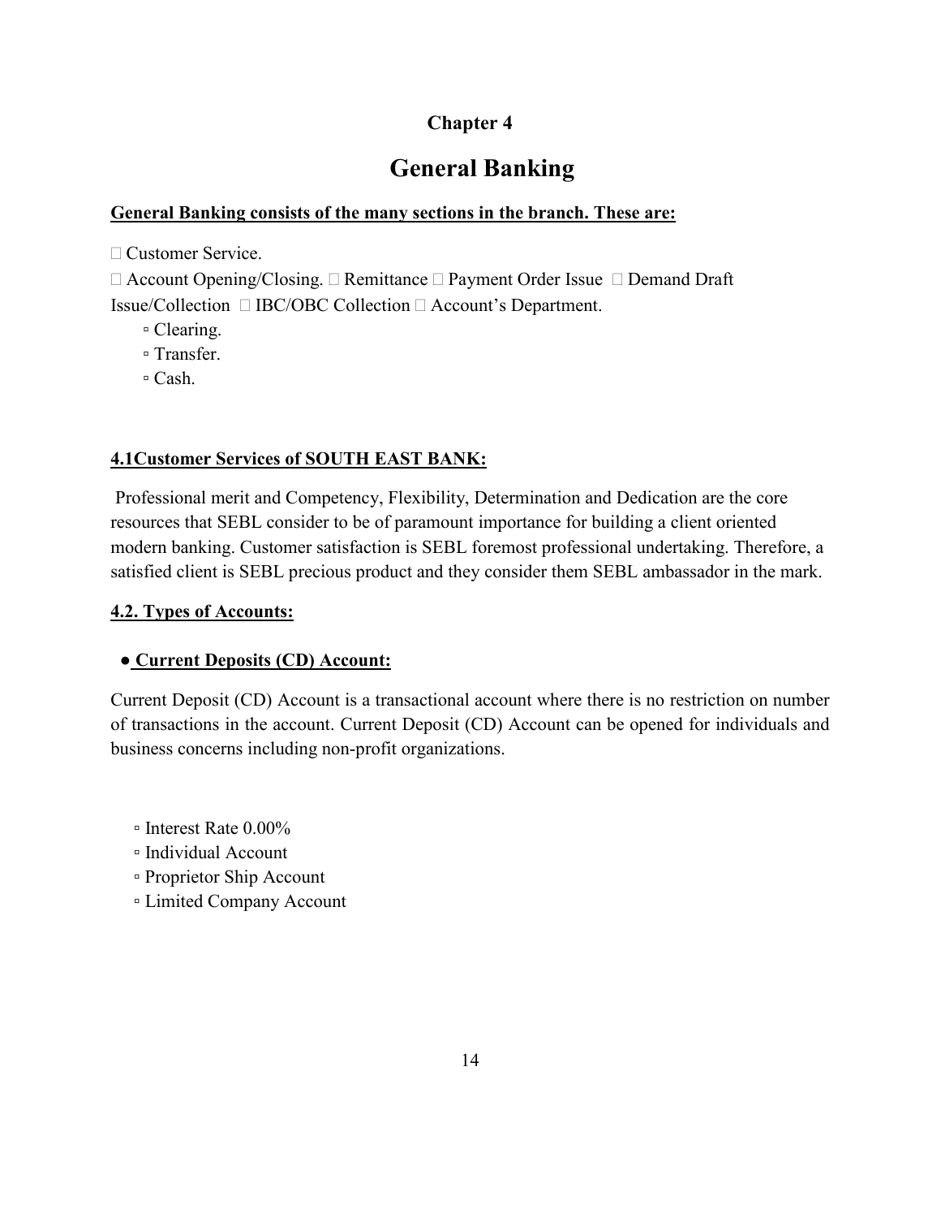## Chapter 4

# General Banking

**General Banking consists of the many sections in the branch. These are:**

- Customer Service.
- Account Opening/Closing.
- Remittance
- Payment Order Issue
- Demand Draft Issue/Collection
- IBC/OBC Collection
- Account's Department.
  - Clearing.
  - Transfer.
  - Cash.

### 4.1Customer Services of SOUTH EAST BANK:

Professional merit and Competency, Flexibility, Determination and Dedication are the core resources that SEBL consider to be of paramount importance for building a client oriented modern banking. Customer satisfaction is SEBL foremost professional undertaking. Therefore, a satisfied client is SEBL precious product and they consider them SEBL ambassador in the mark.

### 4.2. Types of Accounts:

- **Current Deposits (CD) Account:**

Current Deposit (CD) Account is a transactional account where there is no restriction on number of transactions in the account. Current Deposit (CD) Account can be opened for individuals and business concerns including non-profit organizations.

- Interest Rate 0.00%
- Individual Account
- Proprietor Ship Account
- Limited Company Account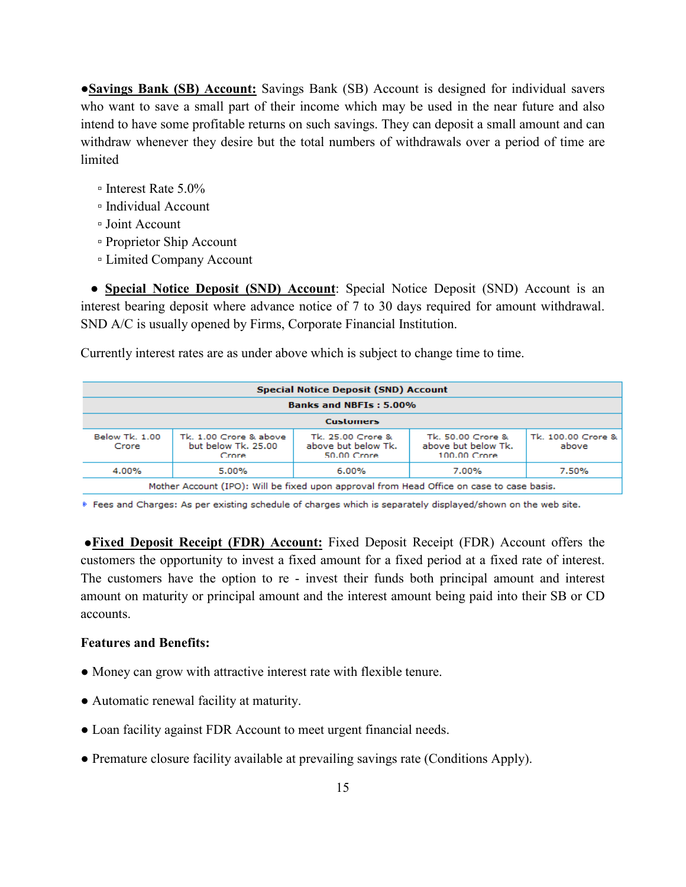●**Savings Bank (SB) Account:** Savings Bank (SB) Account is designed for individual savers who want to save a small part of their income which may be used in the near future and also intend to have some profitable returns on such savings. They can deposit a small amount and can withdraw whenever they desire but the total numbers of withdrawals over a period of time are limited

- Interest Rate 5.0%
- Individual Account
- Joint Account
- Proprietor Ship Account
- Limited Company Account

● **Special Notice Deposit (SND) Account**: Special Notice Deposit (SND) Account is an interest bearing deposit where advance notice of 7 to 30 days required for amount withdrawal. SND A/C is usually opened by Firms, Corporate Financial Institution.

Currently interest rates are as under above which is subject to change time to time.

| Special Notice Deposit (SND) Account | | | | |
|---|---|---|---|---|
| Banks and NBFIs : 5.00% | | | | |
| Customers | | | | |
| Below Tk. 1.00 Crore | Tk. 1.00 Crore & above but below Tk. 25.00 Crore | Tk. 25.00 Crore & above but below Tk. 50.00 Crore | Tk. 50.00 Crore & above but below Tk. 100.00 Crore | Tk. 100.00 Crore & above |
| 4.00% | 5.00% | 6.00% | 7.00% | 7.50% |
| Mother Account (IPO): Will be fixed upon approval from Head Office on case to case basis. | | | | |

- Fees and Charges: As per existing schedule of charges which is separately displayed/shown on the web site.

●**Fixed Deposit Receipt (FDR) Account:** Fixed Deposit Receipt (FDR) Account offers the customers the opportunity to invest a fixed amount for a fixed period at a fixed rate of interest. The customers have the option to re - invest their funds both principal amount and interest amount on maturity or principal amount and the interest amount being paid into their SB or CD accounts.

**Features and Benefits:**

- Money can grow with attractive interest rate with flexible tenure.
- Automatic renewal facility at maturity.
- Loan facility against FDR Account to meet urgent financial needs.
- Premature closure facility available at prevailing savings rate (Conditions Apply).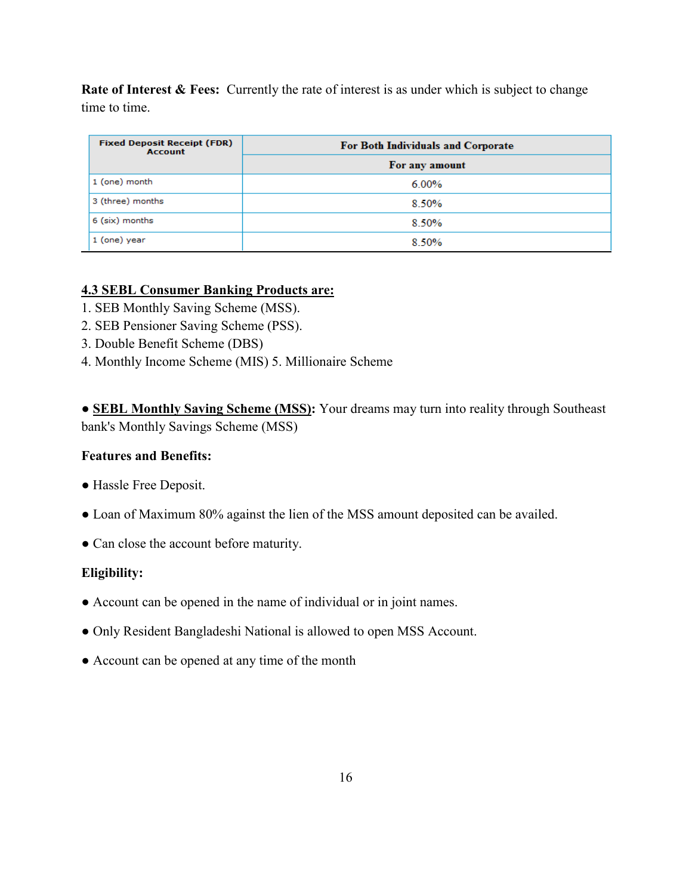**Rate of Interest & Fees:** Currently the rate of interest is as under which is subject to change time to time.

| Fixed Deposit Receipt (FDR) Account | For Both Individuals and Corporate |
|---|---|
| | For any amount |
| 1 (one) month | 6.00% |
| 3 (three) months | 8.50% |
| 6 (six) months | 8.50% |
| 1 (one) year | 8.50% |

**4.3 SEBL Consumer Banking Products are:**

1. SEB Monthly Saving Scheme (MSS).
2. SEB Pensioner Saving Scheme (PSS).
3. Double Benefit Scheme (DBS)
4. Monthly Income Scheme (MIS) 5. Millionaire Scheme

● **SEBL Monthly Saving Scheme (MSS):** Your dreams may turn into reality through Southeast bank's Monthly Savings Scheme (MSS)

**Features and Benefits:**

● Hassle Free Deposit.

● Loan of Maximum 80% against the lien of the MSS amount deposited can be availed.

● Can close the account before maturity.

**Eligibility:**

● Account can be opened in the name of individual or in joint names.

● Only Resident Bangladeshi National is allowed to open MSS Account.

● Account can be opened at any time of the month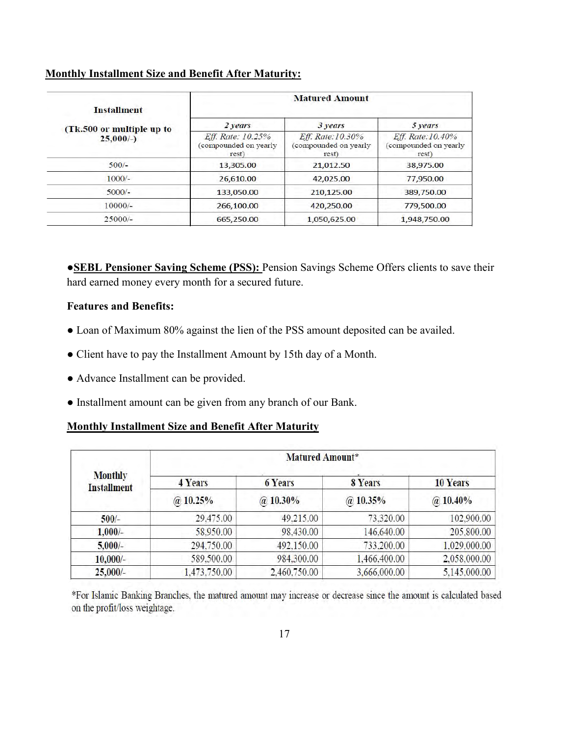**Monthly Installment Size and Benefit After Maturity:**

| Installment (Tk.500 or multiple up to 25,000/-) | Matured Amount | | |
|---|---|---|---|
| | 2 years<br>Eff. Rate: 10.25% (compounded on yearly rest) | 3 years<br>Eff. Rate:10.30% (compounded on yearly rest) | 5 years<br>Eff. Rate:10.40% (compounded on yearly rest) |
| 500/- | 13,305.00 | 21,012.50 | 38,975.00 |
| 1000/- | 26,610.00 | 42,025.00 | 77,950.00 |
| 5000/- | 133,050.00 | 210,125.00 | 389,750.00 |
| 10000/- | 266,100.00 | 420,250.00 | 779,500.00 |
| 25000/- | 665,250.00 | 1,050,625.00 | 1,948,750.00 |

●**SEBL Pensioner Saving Scheme (PSS):** Pension Savings Scheme Offers clients to save their hard earned money every month for a secured future.

**Features and Benefits:**

- Loan of Maximum 80% against the lien of the PSS amount deposited can be availed.
- Client have to pay the Installment Amount by 15th day of a Month.
- Advance Installment can be provided.
- Installment amount can be given from any branch of our Bank.

**Monthly Installment Size and Benefit After Maturity**

| Monthly Installment | Matured Amount* | | | |
|---|---|---|---|---|
| | 4 Years<br>@ 10.25% | 6 Years<br>@ 10.30% | 8 Years<br>@ 10.35% | 10 Years<br>@ 10.40% |
| 500/- | 29,475.00 | 49,215.00 | 73,320.00 | 102,900.00 |
| 1,000/- | 58,950.00 | 98,430.00 | 146,640.00 | 205,800.00 |
| 5,000/- | 294,750.00 | 492,150.00 | 733,200.00 | 1,029,000.00 |
| 10,000/- | 589,500.00 | 984,300.00 | 1,466,400.00 | 2,058,000.00 |
| 25,000/- | 1,473,750.00 | 2,460,750.00 | 3,666,000.00 | 5,145,000.00 |

*For Islamic Banking Branches, the matured amount may increase or decrease since the amount is calculated based on the profit/loss weightage.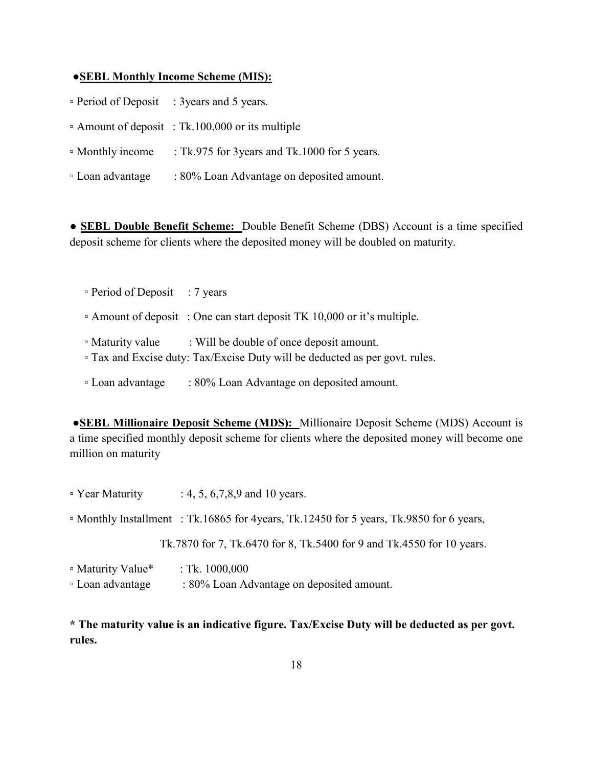●**SEBL Monthly Income Scheme (MIS):**

▫ Period of Deposit : 3years and 5 years.

▫ Amount of deposit : Tk.100,000 or its multiple

▫ Monthly income : Tk.975 for 3years and Tk.1000 for 5 years.

▫ Loan advantage : 80% Loan Advantage on deposited amount.

● **SEBL Double Benefit Scheme:** Double Benefit Scheme (DBS) Account is a time specified deposit scheme for clients where the deposited money will be doubled on maturity.

▫ Period of Deposit : 7 years

▫ Amount of deposit : One can start deposit TK 10,000 or it's multiple.

▫ Maturity value : Will be double of once deposit amount.

▫ Tax and Excise duty: Tax/Excise Duty will be deducted as per govt. rules.

▫ Loan advantage : 80% Loan Advantage on deposited amount.

●**SEBL Millionaire Deposit Scheme (MDS):** Millionaire Deposit Scheme (MDS) Account is a time specified monthly deposit scheme for clients where the deposited money will become one million on maturity

▫ Year Maturity : 4, 5, 6,7,8,9 and 10 years.

▫ Monthly Installment : Tk.16865 for 4years, Tk.12450 for 5 years, Tk.9850 for 6 years, Tk.7870 for 7, Tk.6470 for 8, Tk.5400 for 9 and Tk.4550 for 10 years.

▫ Maturity Value* : Tk. 1000,000

▫ Loan advantage : 80% Loan Advantage on deposited amount.

**\* The maturity value is an indicative figure. Tax/Excise Duty will be deducted as per govt. rules.**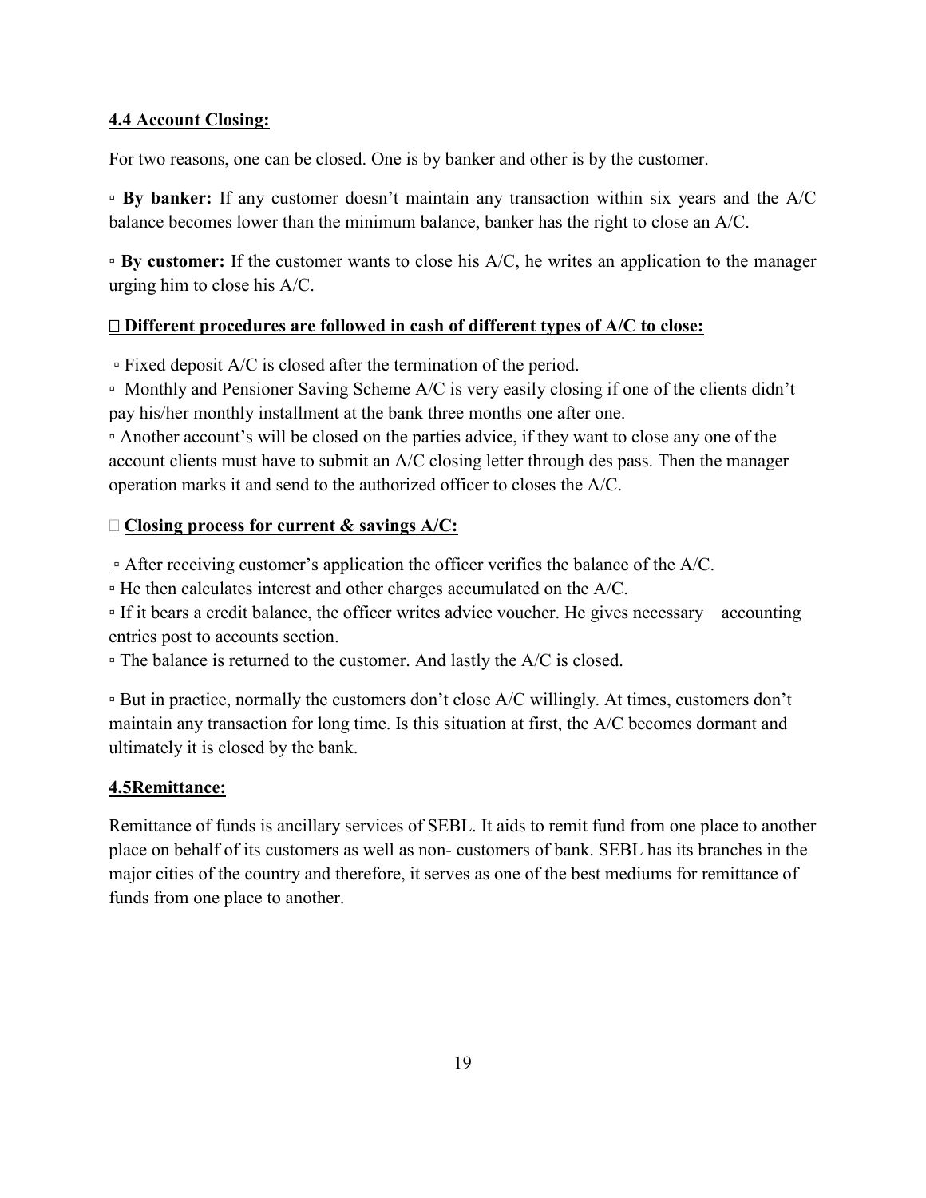### 4.4 Account Closing:

For two reasons, one can be closed. One is by banker and other is by the customer.

▫ **By banker:** If any customer doesn't maintain any transaction within six years and the A/C balance becomes lower than the minimum balance, banker has the right to close an A/C.

▫ **By customer:** If the customer wants to close his A/C, he writes an application to the manager urging him to close his A/C.

**Different procedures are followed in cash of different types of A/C to close:**

▫ Fixed deposit A/C is closed after the termination of the period.
▫ Monthly and Pensioner Saving Scheme A/C is very easily closing if one of the clients didn't pay his/her monthly installment at the bank three months one after one.
▫ Another account's will be closed on the parties advice, if they want to close any one of the account clients must have to submit an A/C closing letter through des pass. Then the manager operation marks it and send to the authorized officer to closes the A/C.

**Closing process for current & savings A/C:**

▫ After receiving customer's application the officer verifies the balance of the A/C.
▫ He then calculates interest and other charges accumulated on the A/C.
▫ If it bears a credit balance, the officer writes advice voucher. He gives necessary accounting entries post to accounts section.
▫ The balance is returned to the customer. And lastly the A/C is closed.

▫ But in practice, normally the customers don't close A/C willingly. At times, customers don't maintain any transaction for long time. Is this situation at first, the A/C becomes dormant and ultimately it is closed by the bank.

### 4.5Remittance:

Remittance of funds is ancillary services of SEBL. It aids to remit fund from one place to another place on behalf of its customers as well as non- customers of bank. SEBL has its branches in the major cities of the country and therefore, it serves as one of the best mediums for remittance of funds from one place to another.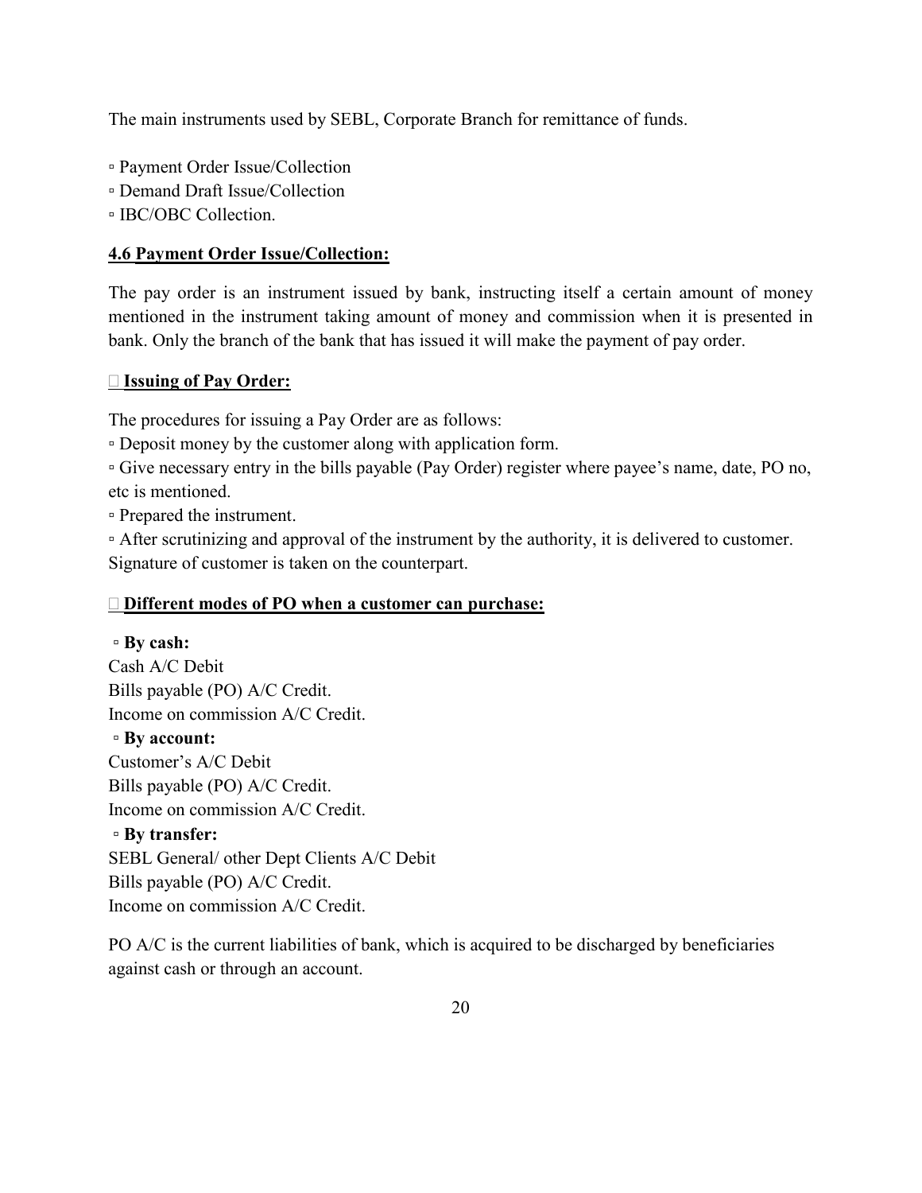The main instruments used by SEBL, Corporate Branch for remittance of funds.

▫ Payment Order Issue/Collection
▫ Demand Draft Issue/Collection
▫ IBC/OBC Collection.

### 4.6 Payment Order Issue/Collection:

The pay order is an instrument issued by bank, instructing itself a certain amount of money mentioned in the instrument taking amount of money and commission when it is presented in bank. Only the branch of the bank that has issued it will make the payment of pay order.

#### Issuing of Pay Order:

The procedures for issuing a Pay Order are as follows:

▫ Deposit money by the customer along with application form.
▫ Give necessary entry in the bills payable (Pay Order) register where payee's name, date, PO no, etc is mentioned.
▫ Prepared the instrument.
▫ After scrutinizing and approval of the instrument by the authority, it is delivered to customer. Signature of customer is taken on the counterpart.

#### Different modes of PO when a customer can purchase:

▫ **By cash:**
Cash A/C Debit
Bills payable (PO) A/C Credit.
Income on commission A/C Credit.

▫ **By account:**
Customer's A/C Debit
Bills payable (PO) A/C Credit.
Income on commission A/C Credit.

▫ **By transfer:**
SEBL General/ other Dept Clients A/C Debit
Bills payable (PO) A/C Credit.
Income on commission A/C Credit.

PO A/C is the current liabilities of bank, which is acquired to be discharged by beneficiaries against cash or through an account.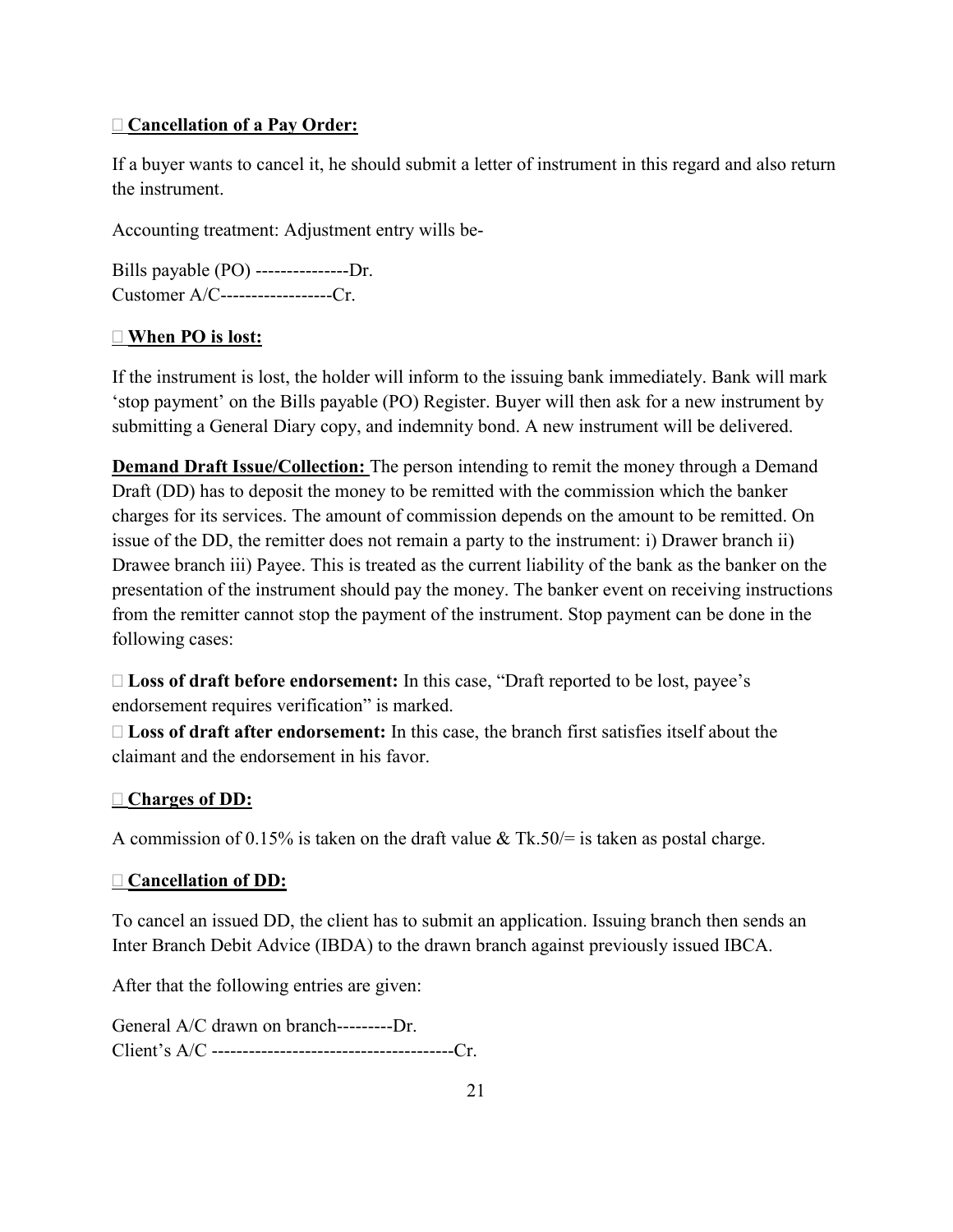- **Cancellation of a Pay Order:**

If a buyer wants to cancel it, he should submit a letter of instrument in this regard and also return the instrument.

Accounting treatment: Adjustment entry wills be-

Bills payable (PO) ---------------Dr.
Customer A/C------------------Cr.

- **When PO is lost:**

If the instrument is lost, the holder will inform to the issuing bank immediately. Bank will mark 'stop payment' on the Bills payable (PO) Register. Buyer will then ask for a new instrument by submitting a General Diary copy, and indemnity bond. A new instrument will be delivered.

**Demand Draft Issue/Collection:** The person intending to remit the money through a Demand Draft (DD) has to deposit the money to be remitted with the commission which the banker charges for its services. The amount of commission depends on the amount to be remitted. On issue of the DD, the remitter does not remain a party to the instrument: i) Drawer branch ii) Drawee branch iii) Payee. This is treated as the current liability of the bank as the banker on the presentation of the instrument should pay the money. The banker event on receiving instructions from the remitter cannot stop the payment of the instrument. Stop payment can be done in the following cases:

- **Loss of draft before endorsement:** In this case, "Draft reported to be lost, payee's endorsement requires verification" is marked.
- **Loss of draft after endorsement:** In this case, the branch first satisfies itself about the claimant and the endorsement in his favor.

- **Charges of DD:**

A commission of 0.15% is taken on the draft value & Tk.50/= is taken as postal charge.

- **Cancellation of DD:**

To cancel an issued DD, the client has to submit an application. Issuing branch then sends an Inter Branch Debit Advice (IBDA) to the drawn branch against previously issued IBCA.

After that the following entries are given:

General A/C drawn on branch---------Dr.
Client's A/C --------------------------------------Cr.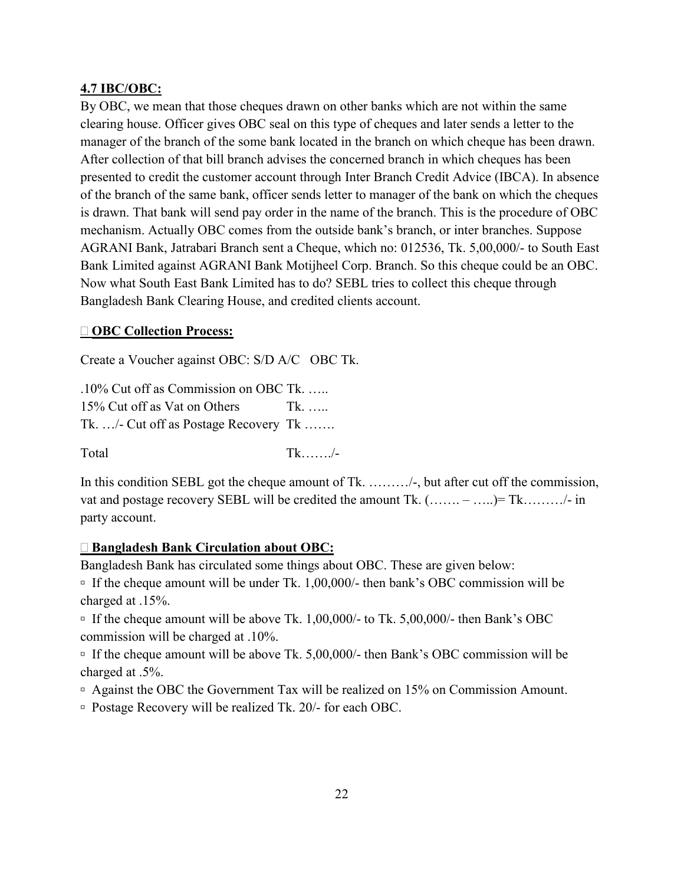## 4.7 IBC/OBC:

By OBC, we mean that those cheques drawn on other banks which are not within the same clearing house. Officer gives OBC seal on this type of cheques and later sends a letter to the manager of the branch of the some bank located in the branch on which cheque has been drawn. After collection of that bill branch advises the concerned branch in which cheques has been presented to credit the customer account through Inter Branch Credit Advice (IBCA). In absence of the branch of the same bank, officer sends letter to manager of the bank on which the cheques is drawn. That bank will send pay order in the name of the branch. This is the procedure of OBC mechanism. Actually OBC comes from the outside bank's branch, or inter branches. Suppose AGRANI Bank, Jatrabari Branch sent a Cheque, which no: 012536, Tk. 5,00,000/- to South East Bank Limited against AGRANI Bank Motijheel Corp. Branch. So this cheque could be an OBC. Now what South East Bank Limited has to do? SEBL tries to collect this cheque through Bangladesh Bank Clearing House, and credited clients account.

### **OBC Collection Process:**

Create a Voucher against OBC: S/D A/C OBC Tk.

| | |
|---|---|
| .10% Cut off as Commission on OBC | Tk. ….. |
| 15% Cut off as Vat on Others | Tk. ….. |
| Tk. …/- Cut off as Postage Recovery | Tk ……. |
| Total | Tk……./- |

In this condition SEBL got the cheque amount of Tk. ………/-, but after cut off the commission, vat and postage recovery SEBL will be credited the amount Tk. (……. – …..)= Tk………/- in party account.

### **Bangladesh Bank Circulation about OBC:**

Bangladesh Bank has circulated some things about OBC. These are given below:

- If the cheque amount will be under Tk. 1,00,000/- then bank's OBC commission will be charged at .15%.
- If the cheque amount will be above Tk. 1,00,000/- to Tk. 5,00,000/- then Bank's OBC commission will be charged at .10%.
- If the cheque amount will be above Tk. 5,00,000/- then Bank's OBC commission will be charged at .5%.
- Against the OBC the Government Tax will be realized on 15% on Commission Amount.
- Postage Recovery will be realized Tk. 20/- for each OBC.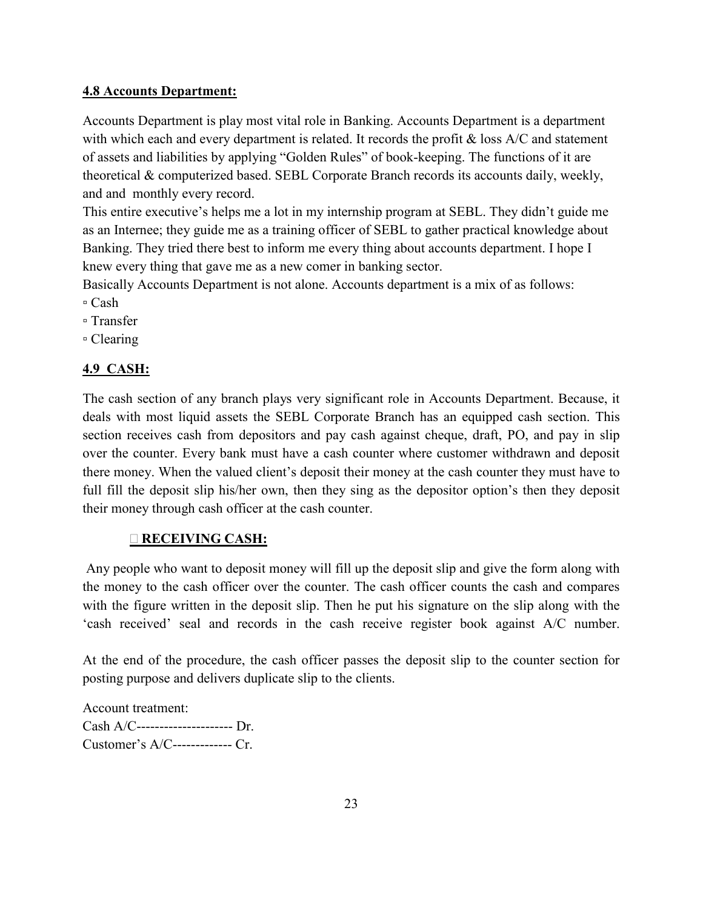## 4.8 Accounts Department:

Accounts Department is play most vital role in Banking. Accounts Department is a department with which each and every department is related. It records the profit & loss A/C and statement of assets and liabilities by applying "Golden Rules" of book-keeping. The functions of it are theoretical & computerized based. SEBL Corporate Branch records its accounts daily, weekly, and and monthly every record.

This entire executive's helps me a lot in my internship program at SEBL. They didn't guide me as an Internee; they guide me as a training officer of SEBL to gather practical knowledge about Banking. They tried there best to inform me every thing about accounts department. I hope I knew every thing that gave me as a new comer in banking sector.

Basically Accounts Department is not alone. Accounts department is a mix of as follows:

- Cash
- Transfer
- Clearing

## 4.9 CASH:

The cash section of any branch plays very significant role in Accounts Department. Because, it deals with most liquid assets the SEBL Corporate Branch has an equipped cash section. This section receives cash from depositors and pay cash against cheque, draft, PO, and pay in slip over the counter. Every bank must have a cash counter where customer withdrawn and deposit there money. When the valued client's deposit their money at the cash counter they must have to full fill the deposit slip his/her own, then they sing as the depositor option's then they deposit their money through cash officer at the cash counter.

### RECEIVING CASH:

Any people who want to deposit money will fill up the deposit slip and give the form along with the money to the cash officer over the counter. The cash officer counts the cash and compares with the figure written in the deposit slip. Then he put his signature on the slip along with the 'cash received' seal and records in the cash receive register book against A/C number.

At the end of the procedure, the cash officer passes the deposit slip to the counter section for posting purpose and delivers duplicate slip to the clients.

Account treatment:
Cash A/C--------------------- Dr.
Customer's A/C------------- Cr.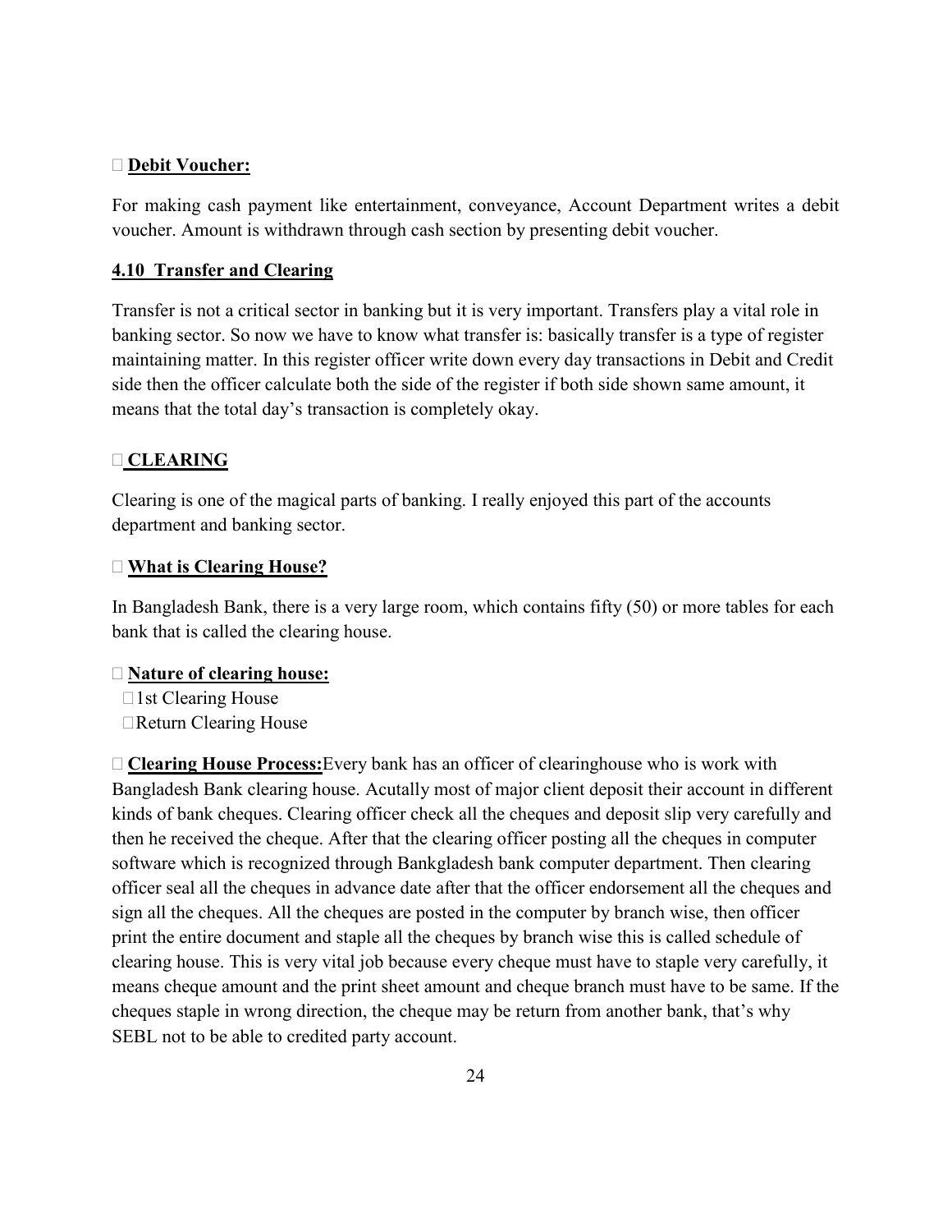**Debit Voucher:**

For making cash payment like entertainment, conveyance, Account Department writes a debit voucher. Amount is withdrawn through cash section by presenting debit voucher.

## 4.10 Transfer and Clearing

Transfer is not a critical sector in banking but it is very important. Transfers play a vital role in banking sector. So now we have to know what transfer is: basically transfer is a type of register maintaining matter. In this register officer write down every day transactions in Debit and Credit side then the officer calculate both the side of the register if both side shown same amount, it means that the total day's transaction is completely okay.

**CLEARING**

Clearing is one of the magical parts of banking. I really enjoyed this part of the accounts department and banking sector.

**What is Clearing House?**

In Bangladesh Bank, there is a very large room, which contains fifty (50) or more tables for each bank that is called the clearing house.

**Nature of clearing house:**

- 1st Clearing House
- Return Clearing House

**Clearing House Process:** Every bank has an officer of clearinghouse who is work with Bangladesh Bank clearing house. Acutally most of major client deposit their account in different kinds of bank cheques. Clearing officer check all the cheques and deposit slip very carefully and then he received the cheque. After that the clearing officer posting all the cheques in computer software which is recognized through Bankgladesh bank computer department. Then clearing officer seal all the cheques in advance date after that the officer endorsement all the cheques and sign all the cheques. All the cheques are posted in the computer by branch wise, then officer print the entire document and staple all the cheques by branch wise this is called schedule of clearing house. This is very vital job because every cheque must have to staple very carefully, it means cheque amount and the print sheet amount and cheque branch must have to be same. If the cheques staple in wrong direction, the cheque may be return from another bank, that's why SEBL not to be able to credited party account.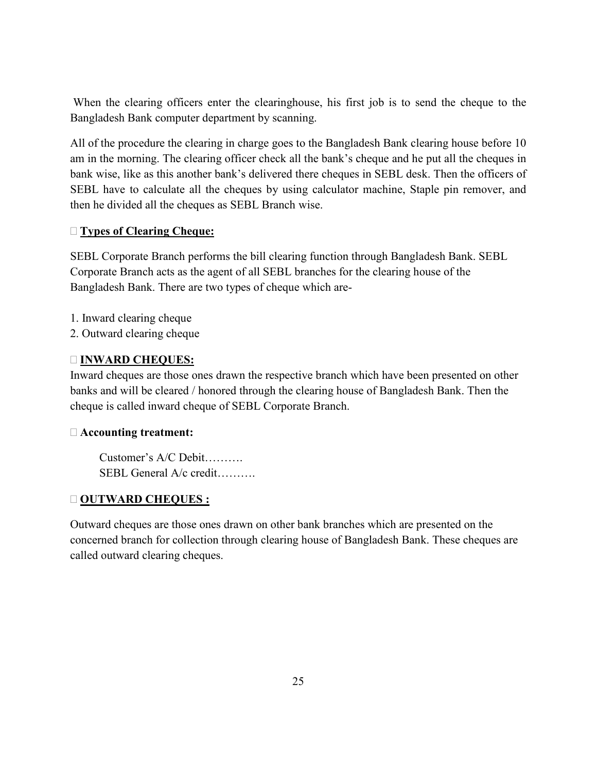When the clearing officers enter the clearinghouse, his first job is to send the cheque to the Bangladesh Bank computer department by scanning.

All of the procedure the clearing in charge goes to the Bangladesh Bank clearing house before 10 am in the morning. The clearing officer check all the bank's cheque and he put all the cheques in bank wise, like as this another bank's delivered there cheques in SEBL desk. Then the officers of SEBL have to calculate all the cheques by using calculator machine, Staple pin remover, and then he divided all the cheques as SEBL Branch wise.

 **Types of Clearing Cheque:**

SEBL Corporate Branch performs the bill clearing function through Bangladesh Bank. SEBL Corporate Branch acts as the agent of all SEBL branches for the clearing house of the Bangladesh Bank. There are two types of cheque which are-

1. Inward clearing cheque
2. Outward clearing cheque

 **INWARD CHEQUES:**

Inward cheques are those ones drawn the respective branch which have been presented on other banks and will be cleared / honored through the clearing house of Bangladesh Bank. Then the cheque is called inward cheque of SEBL Corporate Branch.

 **Accounting treatment:**

Customer's A/C Debit……….
SEBL General A/c credit……….

 **OUTWARD CHEQUES :**

Outward cheques are those ones drawn on other bank branches which are presented on the concerned branch for collection through clearing house of Bangladesh Bank. These cheques are called outward clearing cheques.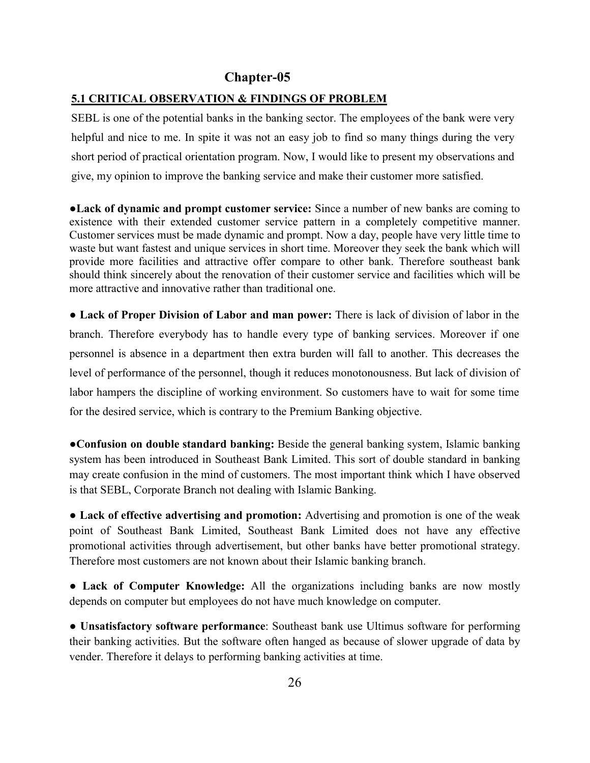# Chapter-05

## 5.1 CRITICAL OBSERVATION & FINDINGS OF PROBLEM

SEBL is one of the potential banks in the banking sector. The employees of the bank were very helpful and nice to me. In spite it was not an easy job to find so many things during the very short period of practical orientation program. Now, I would like to present my observations and give, my opinion to improve the banking service and make their customer more satisfied.

●**Lack of dynamic and prompt customer service:** Since a number of new banks are coming to existence with their extended customer service pattern in a completely competitive manner. Customer services must be made dynamic and prompt. Now a day, people have very little time to waste but want fastest and unique services in short time. Moreover they seek the bank which will provide more facilities and attractive offer compare to other bank. Therefore southeast bank should think sincerely about the renovation of their customer service and facilities which will be more attractive and innovative rather than traditional one.

● **Lack of Proper Division of Labor and man power:** There is lack of division of labor in the branch. Therefore everybody has to handle every type of banking services. Moreover if one personnel is absence in a department then extra burden will fall to another. This decreases the level of performance of the personnel, though it reduces monotonousness. But lack of division of labor hampers the discipline of working environment. So customers have to wait for some time for the desired service, which is contrary to the Premium Banking objective.

●**Confusion on double standard banking:** Beside the general banking system, Islamic banking system has been introduced in Southeast Bank Limited. This sort of double standard in banking may create confusion in the mind of customers. The most important think which I have observed is that SEBL, Corporate Branch not dealing with Islamic Banking.

● **Lack of effective advertising and promotion:** Advertising and promotion is one of the weak point of Southeast Bank Limited, Southeast Bank Limited does not have any effective promotional activities through advertisement, but other banks have better promotional strategy. Therefore most customers are not known about their Islamic banking branch.

● **Lack of Computer Knowledge:** All the organizations including banks are now mostly depends on computer but employees do not have much knowledge on computer.

● **Unsatisfactory software performance**: Southeast bank use Ultimus software for performing their banking activities. But the software often hanged as because of slower upgrade of data by vender. Therefore it delays to performing banking activities at time.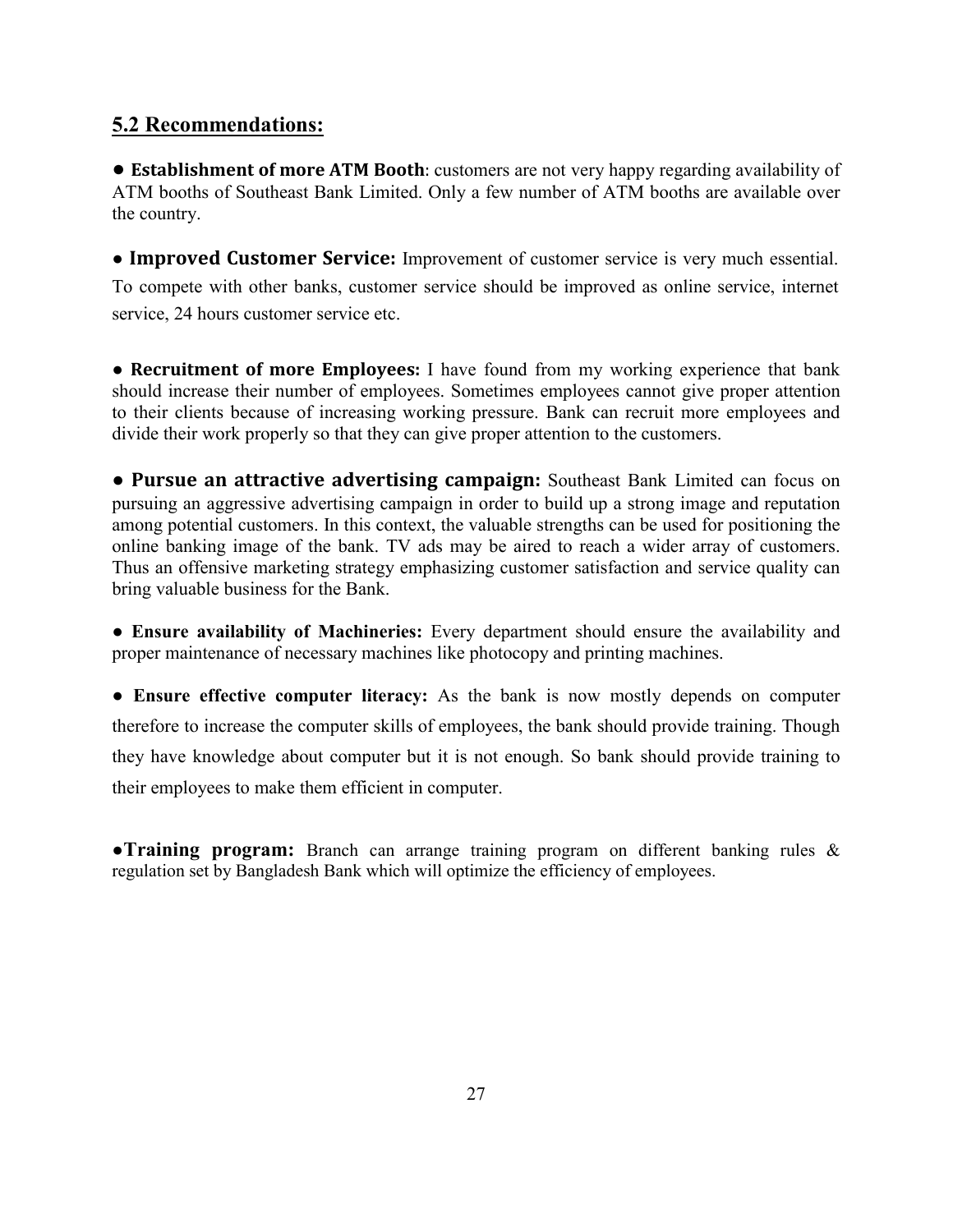## 5.2 Recommendations:

● **Establishment of more ATM Booth**: customers are not very happy regarding availability of ATM booths of Southeast Bank Limited. Only a few number of ATM booths are available over the country.

● **Improved Customer Service:** Improvement of customer service is very much essential. To compete with other banks, customer service should be improved as online service, internet service, 24 hours customer service etc.

● **Recruitment of more Employees:** I have found from my working experience that bank should increase their number of employees. Sometimes employees cannot give proper attention to their clients because of increasing working pressure. Bank can recruit more employees and divide their work properly so that they can give proper attention to the customers.

● **Pursue an attractive advertising campaign:** Southeast Bank Limited can focus on pursuing an aggressive advertising campaign in order to build up a strong image and reputation among potential customers. In this context, the valuable strengths can be used for positioning the online banking image of the bank. TV ads may be aired to reach a wider array of customers. Thus an offensive marketing strategy emphasizing customer satisfaction and service quality can bring valuable business for the Bank.

● **Ensure availability of Machineries:** Every department should ensure the availability and proper maintenance of necessary machines like photocopy and printing machines.

● **Ensure effective computer literacy:** As the bank is now mostly depends on computer therefore to increase the computer skills of employees, the bank should provide training. Though they have knowledge about computer but it is not enough. So bank should provide training to their employees to make them efficient in computer.

●**Training program:** Branch can arrange training program on different banking rules & regulation set by Bangladesh Bank which will optimize the efficiency of employees.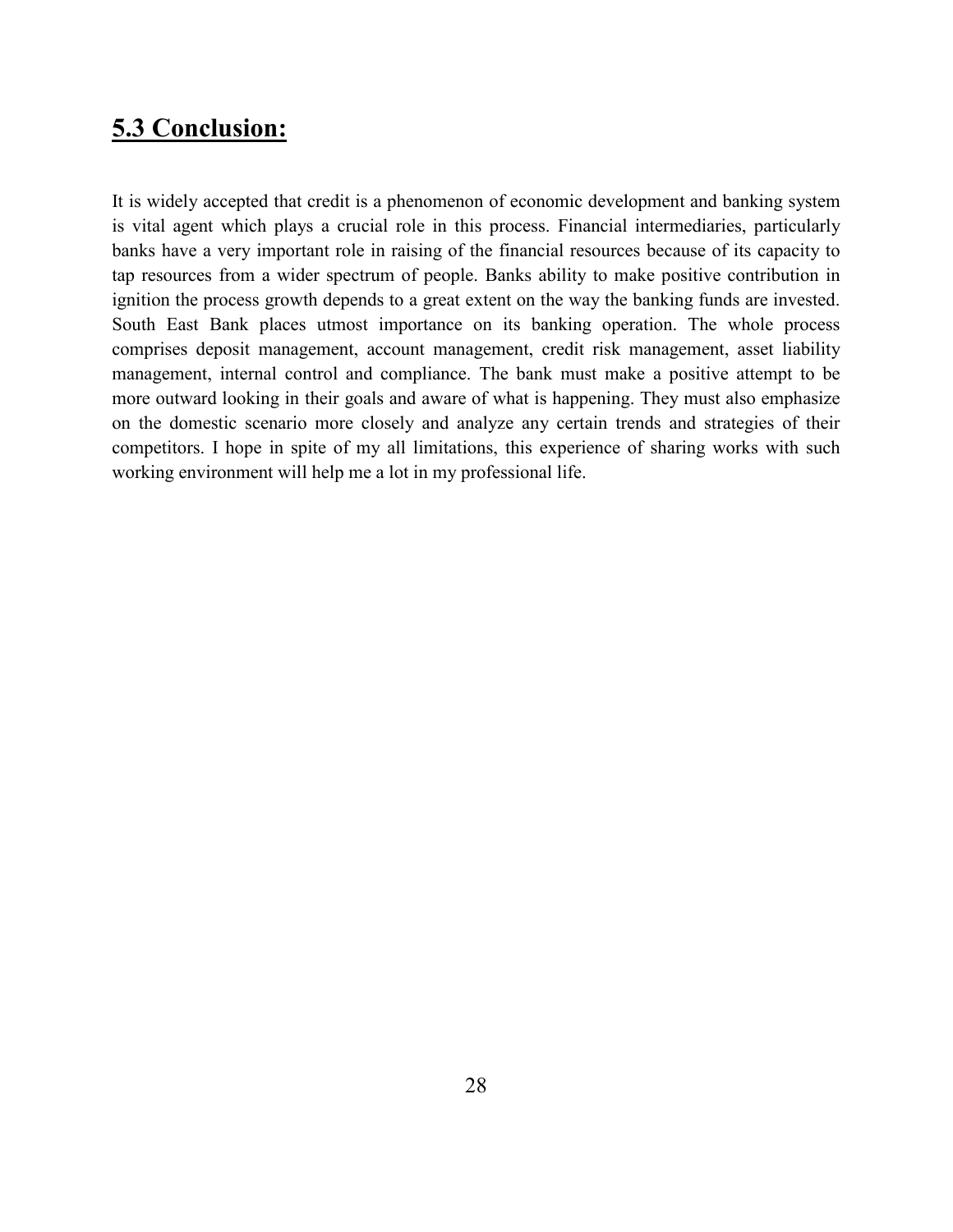## 5.3 Conclusion:

It is widely accepted that credit is a phenomenon of economic development and banking system is vital agent which plays a crucial role in this process. Financial intermediaries, particularly banks have a very important role in raising of the financial resources because of its capacity to tap resources from a wider spectrum of people. Banks ability to make positive contribution in ignition the process growth depends to a great extent on the way the banking funds are invested. South East Bank places utmost importance on its banking operation. The whole process comprises deposit management, account management, credit risk management, asset liability management, internal control and compliance. The bank must make a positive attempt to be more outward looking in their goals and aware of what is happening. They must also emphasize on the domestic scenario more closely and analyze any certain trends and strategies of their competitors. I hope in spite of my all limitations, this experience of sharing works with such working environment will help me a lot in my professional life.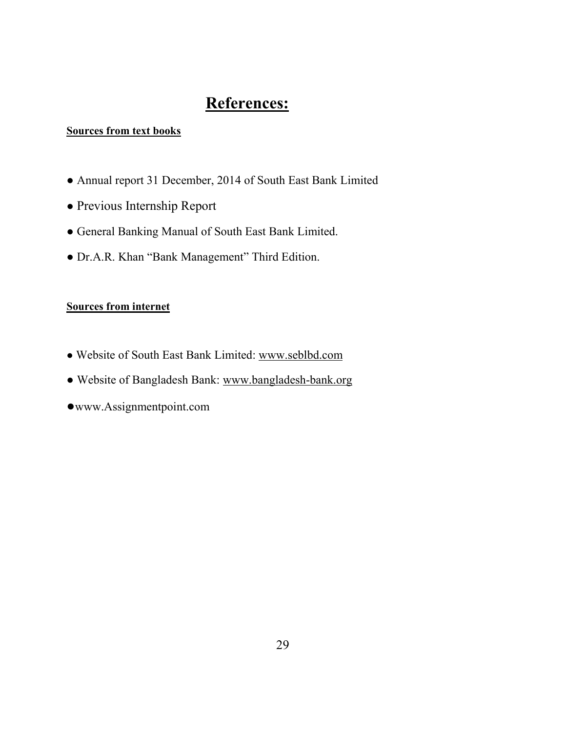# References:

**Sources from text books**

- Annual report 31 December, 2014 of South East Bank Limited
- Previous Internship Report
- General Banking Manual of South East Bank Limited.
- Dr.A.R. Khan "Bank Management" Third Edition.

**Sources from internet**

- Website of South East Bank Limited: www.seblbd.com
- Website of Bangladesh Bank: www.bangladesh-bank.org
- www.Assignmentpoint.com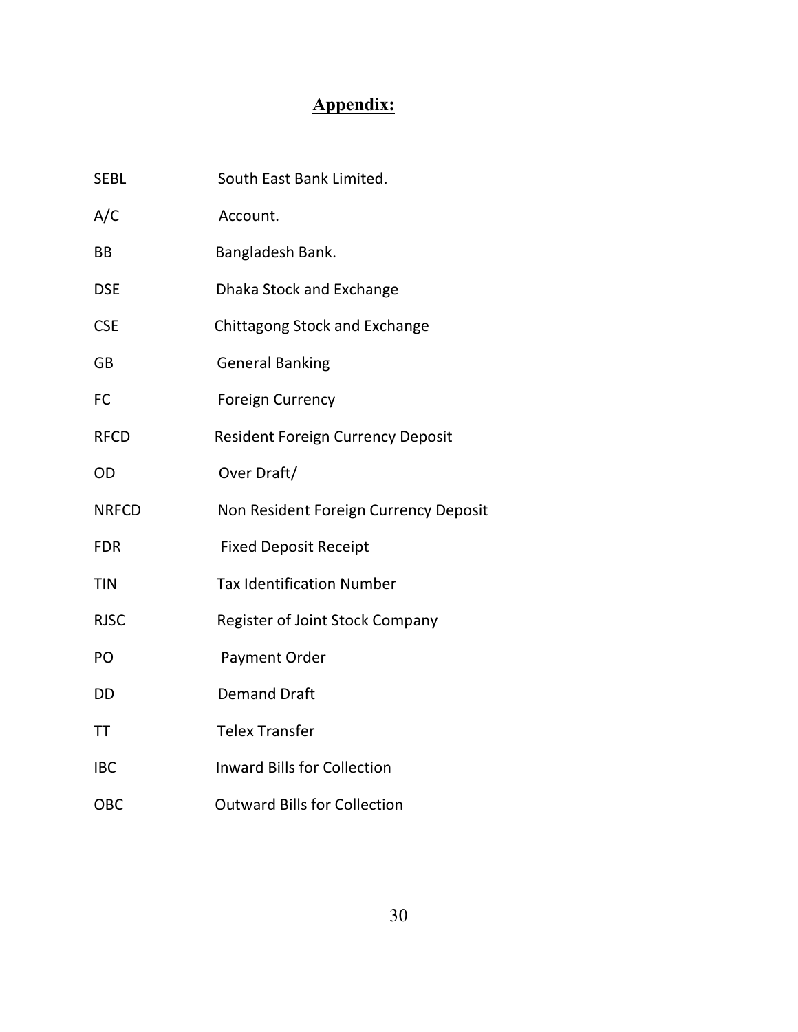# Appendix:

| | |
|---|---|
| SEBL | South East Bank Limited. |
| A/C | Account. |
| BB | Bangladesh Bank. |
| DSE | Dhaka Stock and Exchange |
| CSE | Chittagong Stock and Exchange |
| GB | General Banking |
| FC | Foreign Currency |
| RFCD | Resident Foreign Currency Deposit |
| OD | Over Draft/ |
| NRFCD | Non Resident Foreign Currency Deposit |
| FDR | Fixed Deposit Receipt |
| TIN | Tax Identification Number |
| RJSC | Register of Joint Stock Company |
| PO | Payment Order |
| DD | Demand Draft |
| TT | Telex Transfer |
| IBC | Inward Bills for Collection |
| OBC | Outward Bills for Collection |